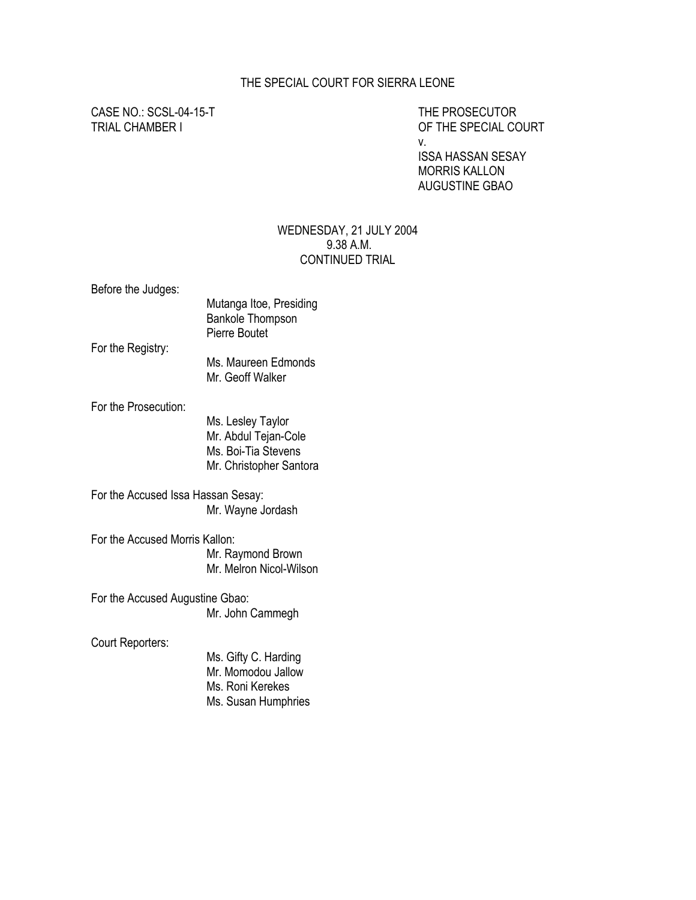# THE SPECIAL COURT FOR SIERRA LEONE

CASE NO.: SCSL-04-15-T
TRIAL CHAMBER I

THE PROSECUTOR
OF THE SPECIAL COURT
v.
ISSA HASSAN SESAY
MORRIS KALLON
AUGUSTINE GBAO

WEDNESDAY, 21 JULY 2004
9.38 A.M.
CONTINUED TRIAL

Before the Judges:
Mutanga Itoe, Presiding
Bankole Thompson
Pierre Boutet

For the Registry:
Ms. Maureen Edmonds
Mr. Geoff Walker

For the Prosecution:
Ms. Lesley Taylor
Mr. Abdul Tejan-Cole
Ms. Boi-Tia Stevens
Mr. Christopher Santora

For the Accused Issa Hassan Sesay:
Mr. Wayne Jordash

For the Accused Morris Kallon:
Mr. Raymond Brown
Mr. Melron Nicol-Wilson

For the Accused Augustine Gbao:
Mr. John Cammegh

Court Reporters:
Ms. Gifty C. Harding
Mr. Momodou Jallow
Ms. Roni Kerekes
Ms. Susan Humphries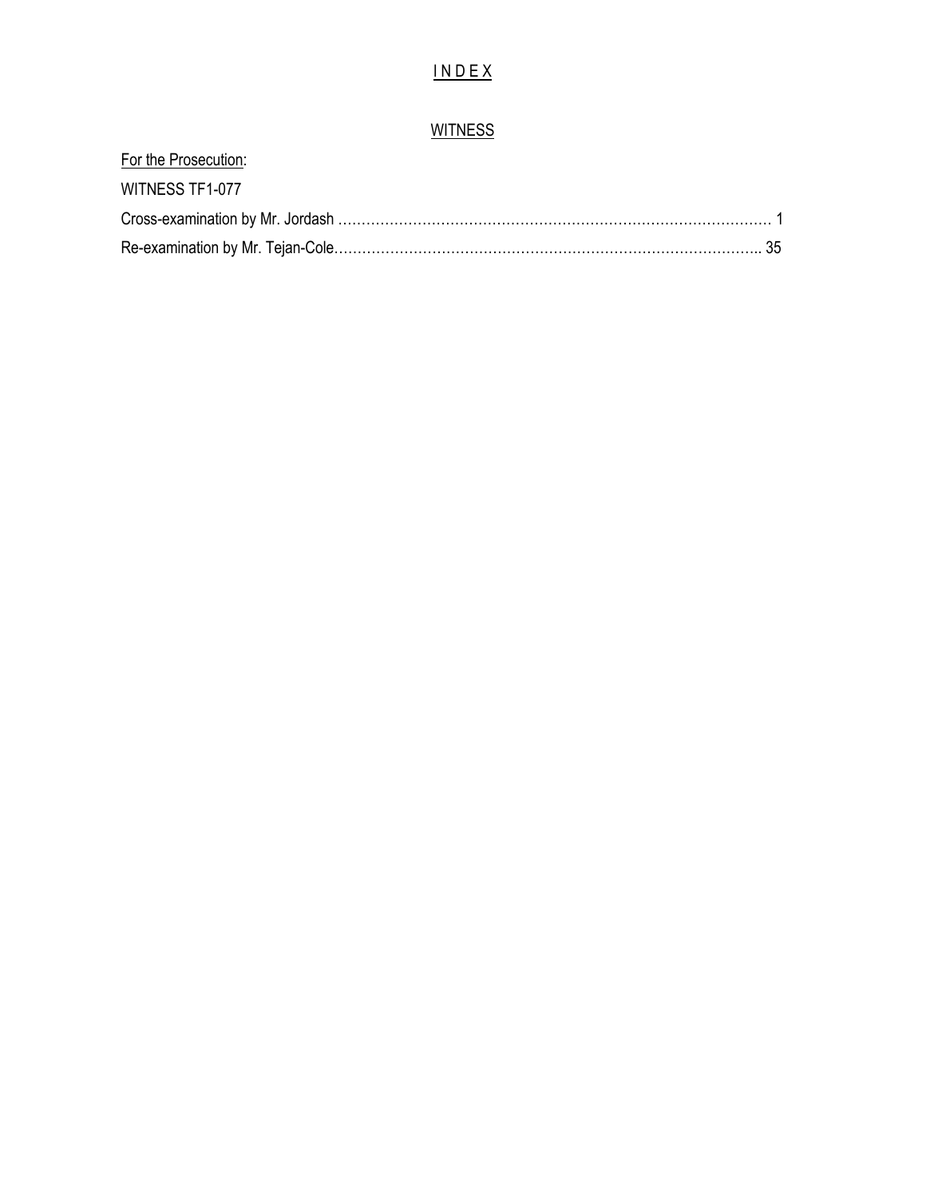# I N D E X

## WITNESS

For the Prosecution:

WITNESS TF1-077

Cross-examination by Mr. Jordash ………………………………………………………………………………… 1

Re-examination by Mr. Tejan-Cole……………………………………………………………………………….. 35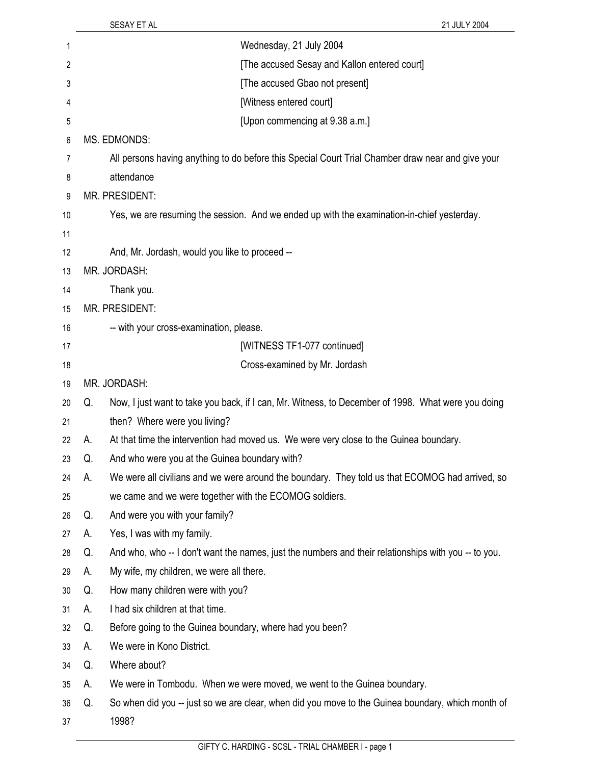Wednesday, 21 July 2004

[The accused Sesay and Kallon entered court]

[The accused Gbao not present]

[Witness entered court]

[Upon commencing at 9.38 a.m.]

MS. EDMONDS:

All persons having anything to do before this Special Court Trial Chamber draw near and give your attendance

MR. PRESIDENT:

Yes, we are resuming the session. And we ended up with the examination-in-chief yesterday.

And, Mr. Jordash, would you like to proceed --

MR. JORDASH:

Thank you.

MR. PRESIDENT:

-- with your cross-examination, please.

[WITNESS TF1-077 continued]

Cross-examined by Mr. Jordash

MR. JORDASH:

Q. Now, I just want to take you back, if I can, Mr. Witness, to December of 1998. What were you doing then? Where were you living?

A. At that time the intervention had moved us. We were very close to the Guinea boundary.

Q. And who were you at the Guinea boundary with?

A. We were all civilians and we were around the boundary. They told us that ECOMOG had arrived, so we came and we were together with the ECOMOG soldiers.

Q. And were you with your family?

A. Yes, I was with my family.

Q. And who, who -- I don't want the names, just the numbers and their relationships with you -- to you.

A. My wife, my children, we were all there.

Q. How many children were with you?

A. I had six children at that time.

Q. Before going to the Guinea boundary, where had you been?

A. We were in Kono District.

Q. Where about?

A. We were in Tombodu. When we were moved, we went to the Guinea boundary.

Q. So when did you -- just so we are clear, when did you move to the Guinea boundary, which month of 1998?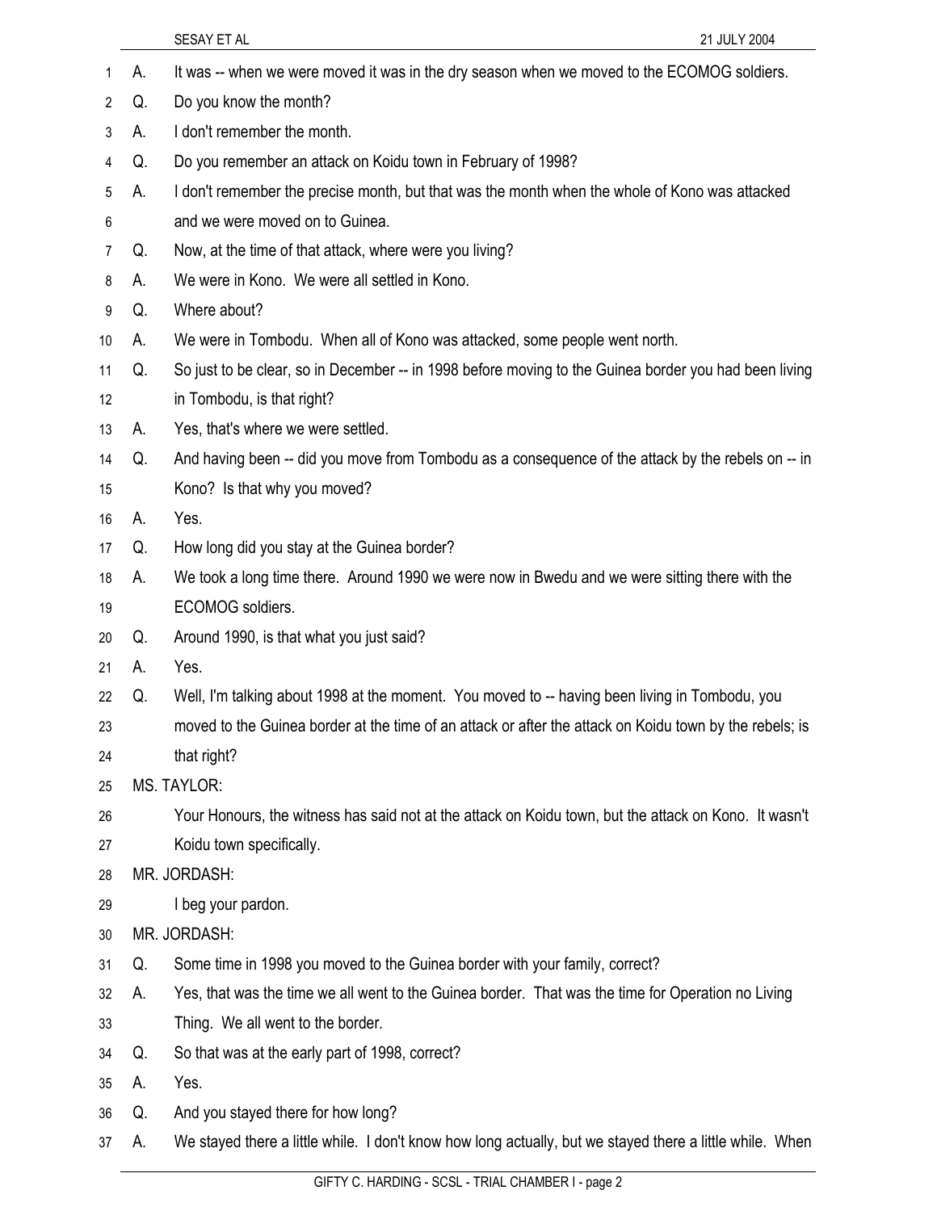A. It was -- when we were moved it was in the dry season when we moved to the ECOMOG soldiers.

Q. Do you know the month?

A. I don't remember the month.

Q. Do you remember an attack on Koidu town in February of 1998?

A. I don't remember the precise month, but that was the month when the whole of Kono was attacked and we were moved on to Guinea.

Q. Now, at the time of that attack, where were you living?

A. We were in Kono. We were all settled in Kono.

Q. Where about?

A. We were in Tombodu. When all of Kono was attacked, some people went north.

Q. So just to be clear, so in December -- in 1998 before moving to the Guinea border you had been living in Tombodu, is that right?

A. Yes, that's where we were settled.

Q. And having been -- did you move from Tombodu as a consequence of the attack by the rebels on -- in Kono? Is that why you moved?

A. Yes.

Q. How long did you stay at the Guinea border?

A. We took a long time there. Around 1990 we were now in Bwedu and we were sitting there with the ECOMOG soldiers.

Q. Around 1990, is that what you just said?

A. Yes.

Q. Well, I'm talking about 1998 at the moment. You moved to -- having been living in Tombodu, you moved to the Guinea border at the time of an attack or after the attack on Koidu town by the rebels; is that right?

MS. TAYLOR:

Your Honours, the witness has said not at the attack on Koidu town, but the attack on Kono. It wasn't Koidu town specifically.

MR. JORDASH:

I beg your pardon.

MR. JORDASH:

Q. Some time in 1998 you moved to the Guinea border with your family, correct?

A. Yes, that was the time we all went to the Guinea border. That was the time for Operation no Living Thing. We all went to the border.

Q. So that was at the early part of 1998, correct?

A. Yes.

Q. And you stayed there for how long?

A. We stayed there a little while. I don't know how long actually, but we stayed there a little while. When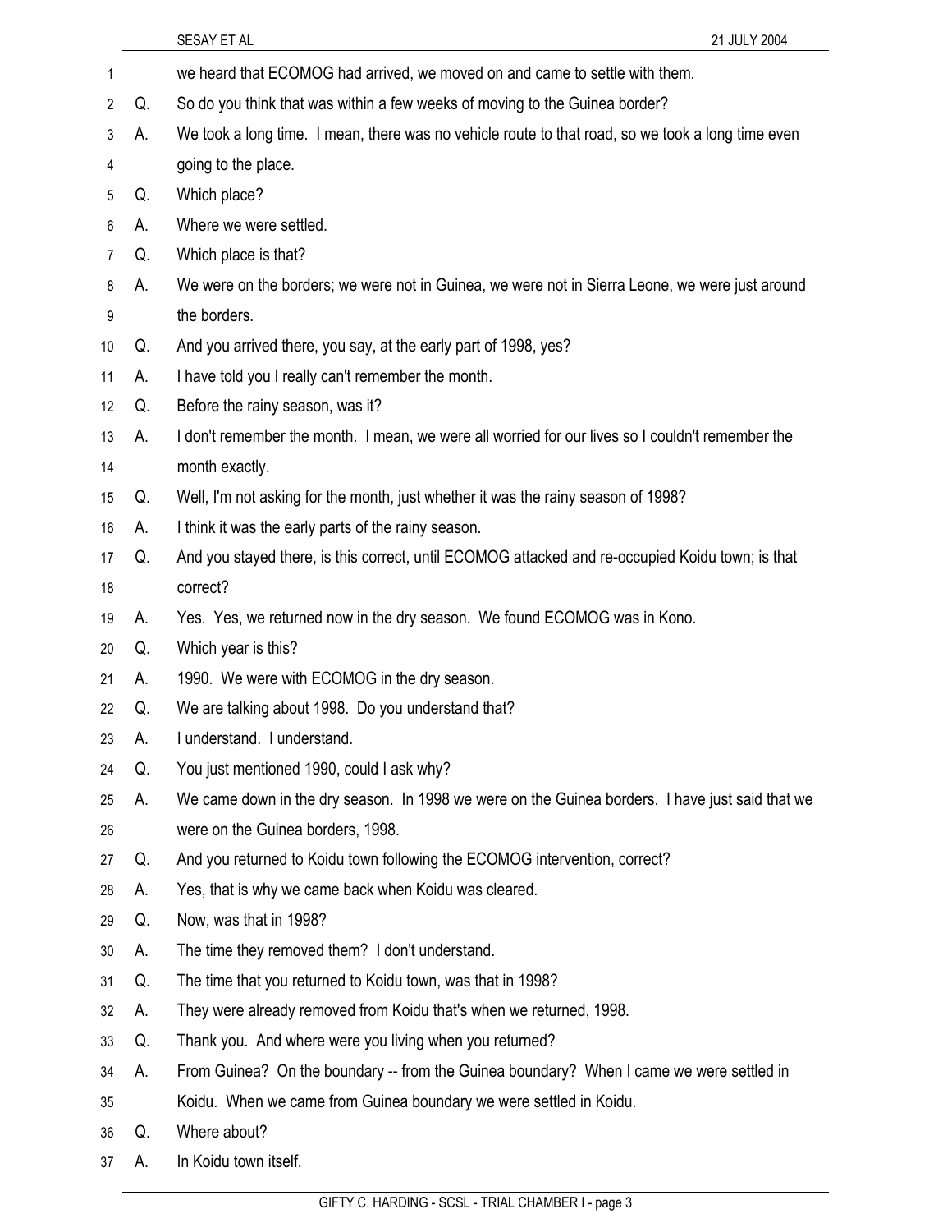we heard that ECOMOG had arrived, we moved on and came to settle with them.

Q. So do you think that was within a few weeks of moving to the Guinea border?

A. We took a long time. I mean, there was no vehicle route to that road, so we took a long time even going to the place.

Q. Which place?

A. Where we were settled.

Q. Which place is that?

A. We were on the borders; we were not in Guinea, we were not in Sierra Leone, we were just around the borders.

Q. And you arrived there, you say, at the early part of 1998, yes?

A. I have told you I really can't remember the month.

Q. Before the rainy season, was it?

A. I don't remember the month. I mean, we were all worried for our lives so I couldn't remember the month exactly.

Q. Well, I'm not asking for the month, just whether it was the rainy season of 1998?

A. I think it was the early parts of the rainy season.

Q. And you stayed there, is this correct, until ECOMOG attacked and re-occupied Koidu town; is that correct?

A. Yes. Yes, we returned now in the dry season. We found ECOMOG was in Kono.

Q. Which year is this?

A. 1990. We were with ECOMOG in the dry season.

Q. We are talking about 1998. Do you understand that?

A. I understand. I understand.

Q. You just mentioned 1990, could I ask why?

A. We came down in the dry season. In 1998 we were on the Guinea borders. I have just said that we were on the Guinea borders, 1998.

Q. And you returned to Koidu town following the ECOMOG intervention, correct?

A. Yes, that is why we came back when Koidu was cleared.

Q. Now, was that in 1998?

A. The time they removed them? I don't understand.

Q. The time that you returned to Koidu town, was that in 1998?

A. They were already removed from Koidu that's when we returned, 1998.

Q. Thank you. And where were you living when you returned?

A. From Guinea? On the boundary -- from the Guinea boundary? When I came we were settled in Koidu. When we came from Guinea boundary we were settled in Koidu.

Q. Where about?

A. In Koidu town itself.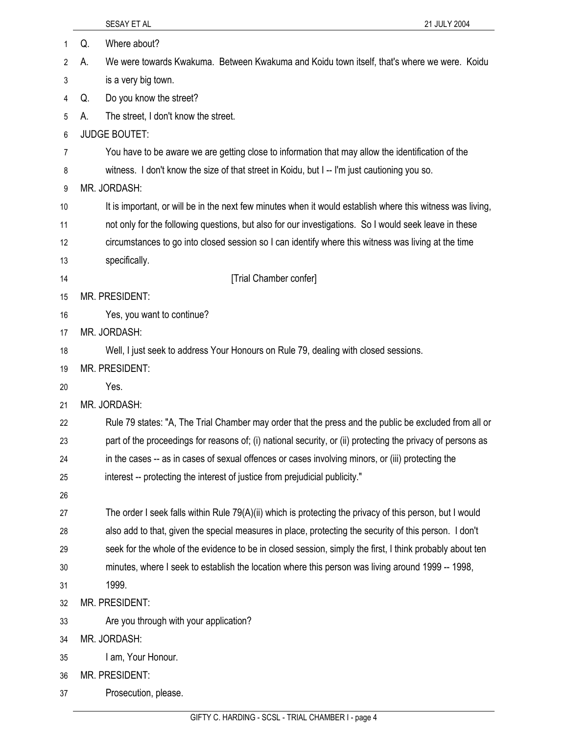Q. Where about?

A. We were towards Kwakuma. Between Kwakuma and Koidu town itself, that's where we were. Koidu is a very big town.

Q. Do you know the street?

A. The street, I don't know the street.

JUDGE BOUTET:

You have to be aware we are getting close to information that may allow the identification of the witness. I don't know the size of that street in Koidu, but I -- I'm just cautioning you so.

MR. JORDASH:

It is important, or will be in the next few minutes when it would establish where this witness was living, not only for the following questions, but also for our investigations. So I would seek leave in these circumstances to go into closed session so I can identify where this witness was living at the time specifically.

[Trial Chamber confer]

MR. PRESIDENT:

Yes, you want to continue?

MR. JORDASH:

Well, I just seek to address Your Honours on Rule 79, dealing with closed sessions.

MR. PRESIDENT:

Yes.

MR. JORDASH:

Rule 79 states: "A, The Trial Chamber may order that the press and the public be excluded from all or part of the proceedings for reasons of; (i) national security, or (ii) protecting the privacy of persons as in the cases -- as in cases of sexual offences or cases involving minors, or (iii) protecting the interest -- protecting the interest of justice from prejudicial publicity."

The order I seek falls within Rule 79(A)(ii) which is protecting the privacy of this person, but I would also add to that, given the special measures in place, protecting the security of this person. I don't seek for the whole of the evidence to be in closed session, simply the first, I think probably about ten minutes, where I seek to establish the location where this person was living around 1999 -- 1998, 1999.

MR. PRESIDENT:

Are you through with your application?

MR. JORDASH:

I am, Your Honour.

MR. PRESIDENT:

Prosecution, please.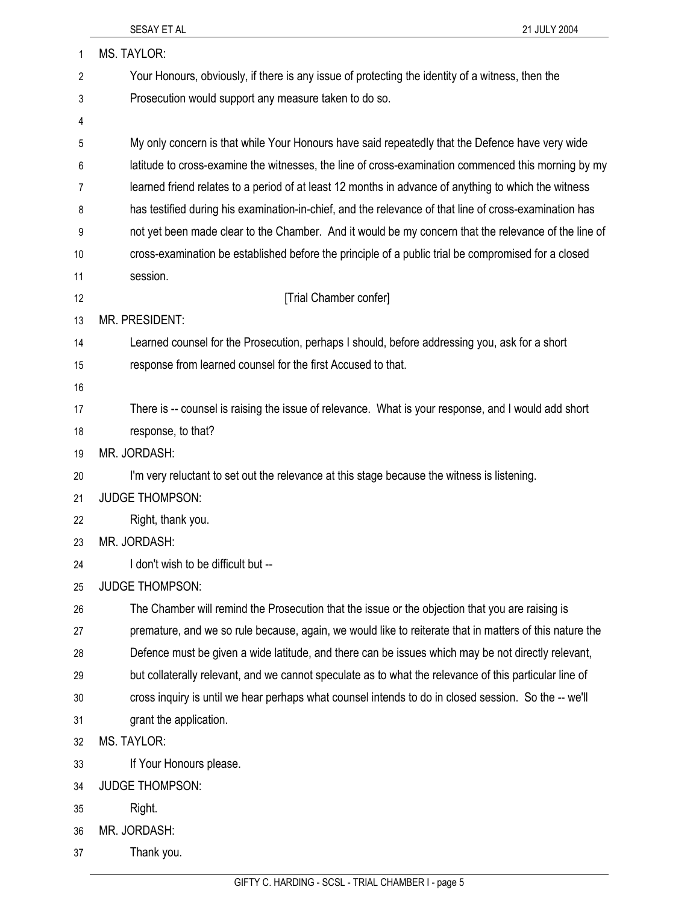MS. TAYLOR:

Your Honours, obviously, if there is any issue of protecting the identity of a witness, then the Prosecution would support any measure taken to do so.

My only concern is that while Your Honours have said repeatedly that the Defence have very wide latitude to cross-examine the witnesses, the line of cross-examination commenced this morning by my learned friend relates to a period of at least 12 months in advance of anything to which the witness has testified during his examination-in-chief, and the relevance of that line of cross-examination has not yet been made clear to the Chamber. And it would be my concern that the relevance of the line of cross-examination be established before the principle of a public trial be compromised for a closed session.

[Trial Chamber confer]

MR. PRESIDENT:

Learned counsel for the Prosecution, perhaps I should, before addressing you, ask for a short response from learned counsel for the first Accused to that.

There is -- counsel is raising the issue of relevance. What is your response, and I would add short response, to that?

MR. JORDASH:

I'm very reluctant to set out the relevance at this stage because the witness is listening.

JUDGE THOMPSON:

Right, thank you.

MR. JORDASH:

I don't wish to be difficult but --

JUDGE THOMPSON:

The Chamber will remind the Prosecution that the issue or the objection that you are raising is premature, and we so rule because, again, we would like to reiterate that in matters of this nature the Defence must be given a wide latitude, and there can be issues which may be not directly relevant, but collaterally relevant, and we cannot speculate as to what the relevance of this particular line of cross inquiry is until we hear perhaps what counsel intends to do in closed session. So the -- we'll grant the application.

MS. TAYLOR:

If Your Honours please.

JUDGE THOMPSON:

Right.

MR. JORDASH:

Thank you.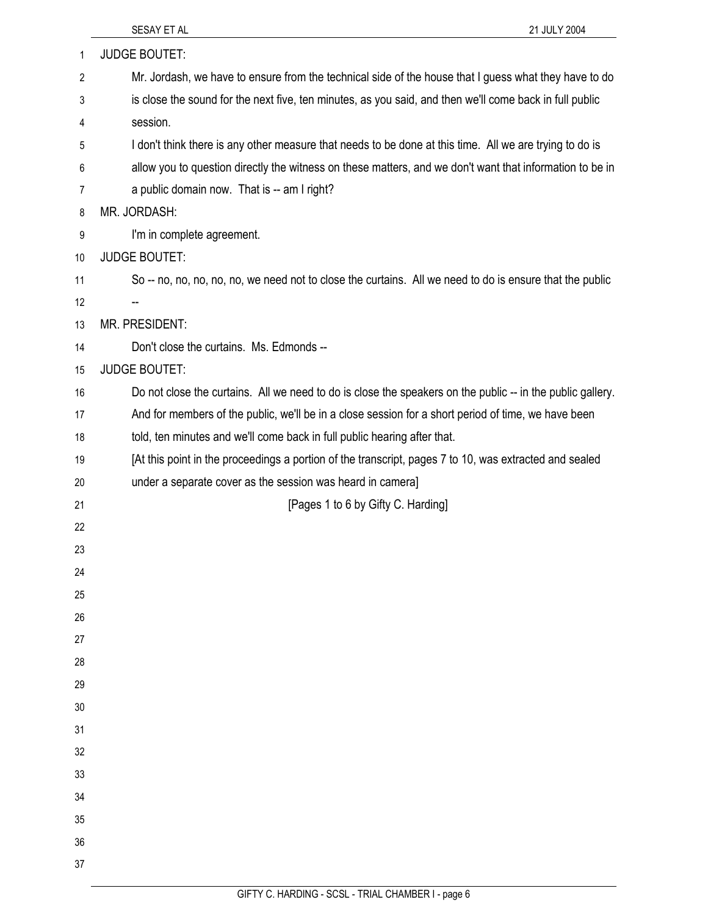JUDGE BOUTET:

Mr. Jordash, we have to ensure from the technical side of the house that I guess what they have to do is close the sound for the next five, ten minutes, as you said, and then we'll come back in full public session.

I don't think there is any other measure that needs to be done at this time. All we are trying to do is allow you to question directly the witness on these matters, and we don't want that information to be in a public domain now. That is -- am I right?

MR. JORDASH:

I'm in complete agreement.

JUDGE BOUTET:

So -- no, no, no, no, no, we need not to close the curtains. All we need to do is ensure that the public --

MR. PRESIDENT:

Don't close the curtains. Ms. Edmonds --

JUDGE BOUTET:

Do not close the curtains. All we need to do is close the speakers on the public -- in the public gallery. And for members of the public, we'll be in a close session for a short period of time, we have been told, ten minutes and we'll come back in full public hearing after that.

[At this point in the proceedings a portion of the transcript, pages 7 to 10, was extracted and sealed under a separate cover as the session was heard in camera]

[Pages 1 to 6 by Gifty C. Harding]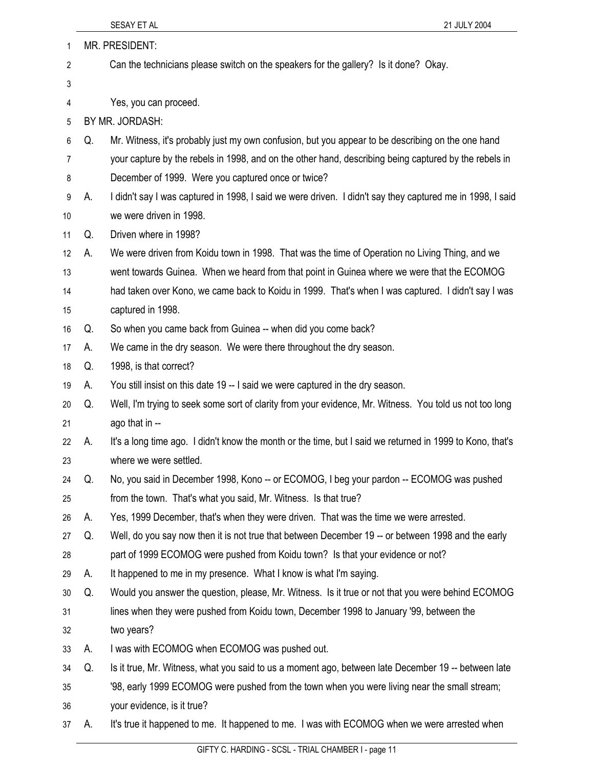MR. PRESIDENT:

Can the technicians please switch on the speakers for the gallery? Is it done? Okay.

Yes, you can proceed.

BY MR. JORDASH:

Q. Mr. Witness, it's probably just my own confusion, but you appear to be describing on the one hand your capture by the rebels in 1998, and on the other hand, describing being captured by the rebels in December of 1999. Were you captured once or twice?

A. I didn't say I was captured in 1998, I said we were driven. I didn't say they captured me in 1998, I said we were driven in 1998.

Q. Driven where in 1998?

A. We were driven from Koidu town in 1998. That was the time of Operation no Living Thing, and we went towards Guinea. When we heard from that point in Guinea where we were that the ECOMOG had taken over Kono, we came back to Koidu in 1999. That's when I was captured. I didn't say I was captured in 1998.

Q. So when you came back from Guinea -- when did you come back?

A. We came in the dry season. We were there throughout the dry season.

Q. 1998, is that correct?

A. You still insist on this date 19 -- I said we were captured in the dry season.

Q. Well, I'm trying to seek some sort of clarity from your evidence, Mr. Witness. You told us not too long ago that in --

A. It's a long time ago. I didn't know the month or the time, but I said we returned in 1999 to Kono, that's where we were settled.

Q. No, you said in December 1998, Kono -- or ECOMOG, I beg your pardon -- ECOMOG was pushed from the town. That's what you said, Mr. Witness. Is that true?

A. Yes, 1999 December, that's when they were driven. That was the time we were arrested.

Q. Well, do you say now then it is not true that between December 19 -- or between 1998 and the early part of 1999 ECOMOG were pushed from Koidu town? Is that your evidence or not?

A. It happened to me in my presence. What I know is what I'm saying.

Q. Would you answer the question, please, Mr. Witness. Is it true or not that you were behind ECOMOG lines when they were pushed from Koidu town, December 1998 to January '99, between the two years?

A. I was with ECOMOG when ECOMOG was pushed out.

Q. Is it true, Mr. Witness, what you said to us a moment ago, between late December 19 -- between late '98, early 1999 ECOMOG were pushed from the town when you were living near the small stream; your evidence, is it true?

A. It's true it happened to me. It happened to me. I was with ECOMOG when we were arrested when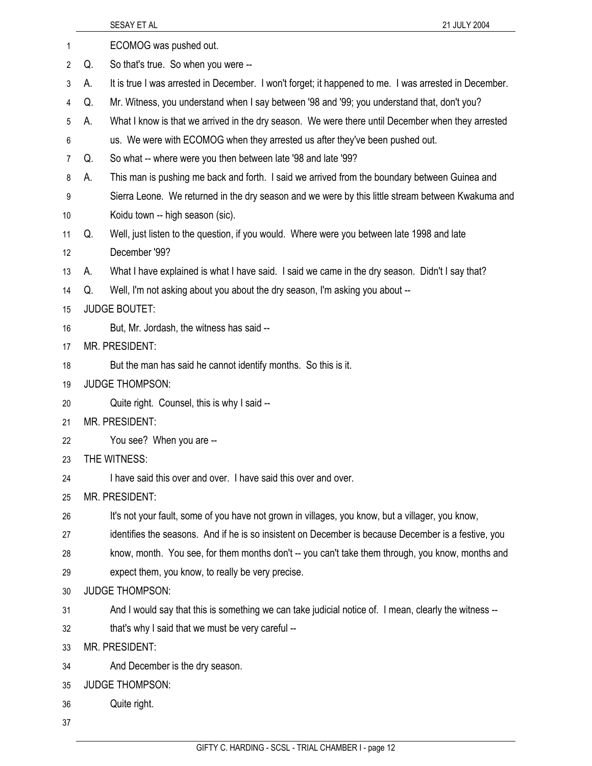ECOMOG was pushed out.

Q. So that's true. So when you were --

A. It is true I was arrested in December. I won't forget; it happened to me. I was arrested in December.

Q. Mr. Witness, you understand when I say between '98 and '99; you understand that, don't you?

A. What I know is that we arrived in the dry season. We were there until December when they arrested us. We were with ECOMOG when they arrested us after they've been pushed out.

Q. So what -- where were you then between late '98 and late '99?

A. This man is pushing me back and forth. I said we arrived from the boundary between Guinea and Sierra Leone. We returned in the dry season and we were by this little stream between Kwakuma and Koidu town -- high season (sic).

Q. Well, just listen to the question, if you would. Where were you between late 1998 and late December '99?

A. What I have explained is what I have said. I said we came in the dry season. Didn't I say that?

Q. Well, I'm not asking about you about the dry season, I'm asking you about --

JUDGE BOUTET:

But, Mr. Jordash, the witness has said --

MR. PRESIDENT:

But the man has said he cannot identify months. So this is it.

JUDGE THOMPSON:

Quite right. Counsel, this is why I said --

MR. PRESIDENT:

You see? When you are --

THE WITNESS:

I have said this over and over. I have said this over and over.

MR. PRESIDENT:

It's not your fault, some of you have not grown in villages, you know, but a villager, you know, identifies the seasons. And if he is so insistent on December is because December is a festive, you know, month. You see, for them months don't -- you can't take them through, you know, months and expect them, you know, to really be very precise.

JUDGE THOMPSON:

And I would say that this is something we can take judicial notice of. I mean, clearly the witness -- that's why I said that we must be very careful --

MR. PRESIDENT:

And December is the dry season.

JUDGE THOMPSON:

Quite right.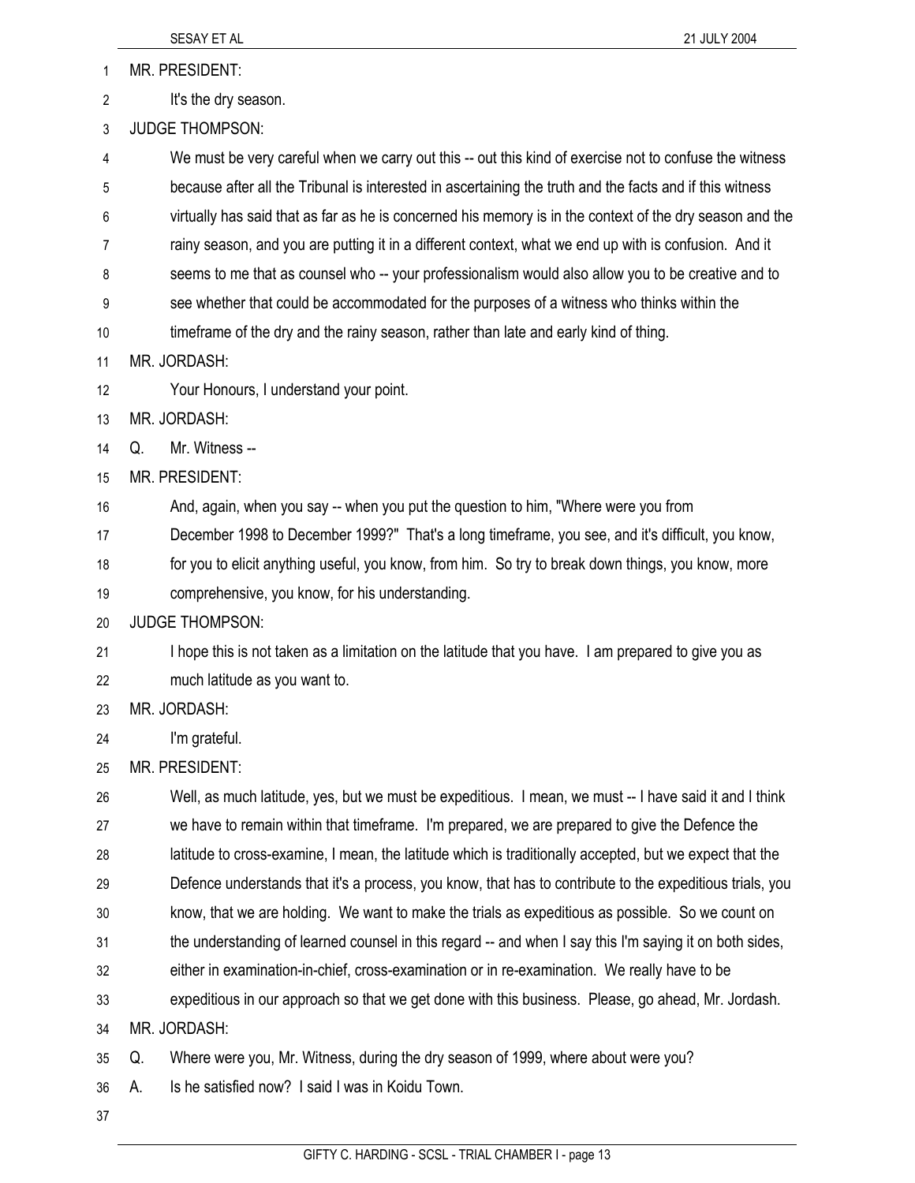MR. PRESIDENT:

It's the dry season.

JUDGE THOMPSON:

We must be very careful when we carry out this -- out this kind of exercise not to confuse the witness because after all the Tribunal is interested in ascertaining the truth and the facts and if this witness virtually has said that as far as he is concerned his memory is in the context of the dry season and the rainy season, and you are putting it in a different context, what we end up with is confusion. And it seems to me that as counsel who -- your professionalism would also allow you to be creative and to see whether that could be accommodated for the purposes of a witness who thinks within the timeframe of the dry and the rainy season, rather than late and early kind of thing.

MR. JORDASH:

Your Honours, I understand your point.

MR. JORDASH:

Q. Mr. Witness --

MR. PRESIDENT:

And, again, when you say -- when you put the question to him, "Where were you from December 1998 to December 1999?" That's a long timeframe, you see, and it's difficult, you know, for you to elicit anything useful, you know, from him. So try to break down things, you know, more comprehensive, you know, for his understanding.

JUDGE THOMPSON:

I hope this is not taken as a limitation on the latitude that you have. I am prepared to give you as much latitude as you want to.

MR. JORDASH:

I'm grateful.

MR. PRESIDENT:

Well, as much latitude, yes, but we must be expeditious. I mean, we must -- I have said it and I think we have to remain within that timeframe. I'm prepared, we are prepared to give the Defence the latitude to cross-examine, I mean, the latitude which is traditionally accepted, but we expect that the Defence understands that it's a process, you know, that has to contribute to the expeditious trials, you know, that we are holding. We want to make the trials as expeditious as possible. So we count on the understanding of learned counsel in this regard -- and when I say this I'm saying it on both sides, either in examination-in-chief, cross-examination or in re-examination. We really have to be expeditious in our approach so that we get done with this business. Please, go ahead, Mr. Jordash.

MR. JORDASH:

Q. Where were you, Mr. Witness, during the dry season of 1999, where about were you?

A. Is he satisfied now? I said I was in Koidu Town.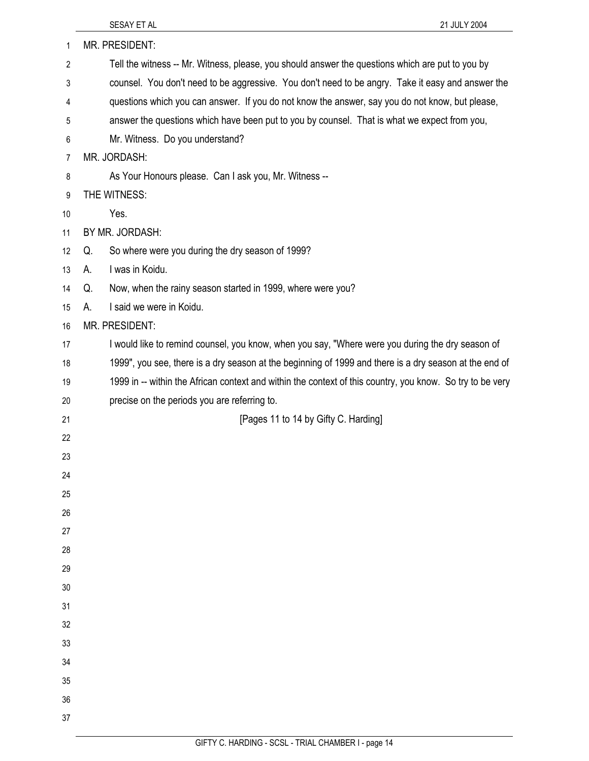MR. PRESIDENT:

Tell the witness -- Mr. Witness, please, you should answer the questions which are put to you by counsel. You don't need to be aggressive. You don't need to be angry. Take it easy and answer the questions which you can answer. If you do not know the answer, say you do not know, but please, answer the questions which have been put to you by counsel. That is what we expect from you, Mr. Witness. Do you understand?

MR. JORDASH:

As Your Honours please. Can I ask you, Mr. Witness --

THE WITNESS:

Yes.

BY MR. JORDASH:

Q. So where were you during the dry season of 1999?

A. I was in Koidu.

Q. Now, when the rainy season started in 1999, where were you?

A. I said we were in Koidu.

MR. PRESIDENT:

I would like to remind counsel, you know, when you say, "Where were you during the dry season of 1999", you see, there is a dry season at the beginning of 1999 and there is a dry season at the end of 1999 in -- within the African context and within the context of this country, you know. So try to be very precise on the periods you are referring to.

[Pages 11 to 14 by Gifty C. Harding]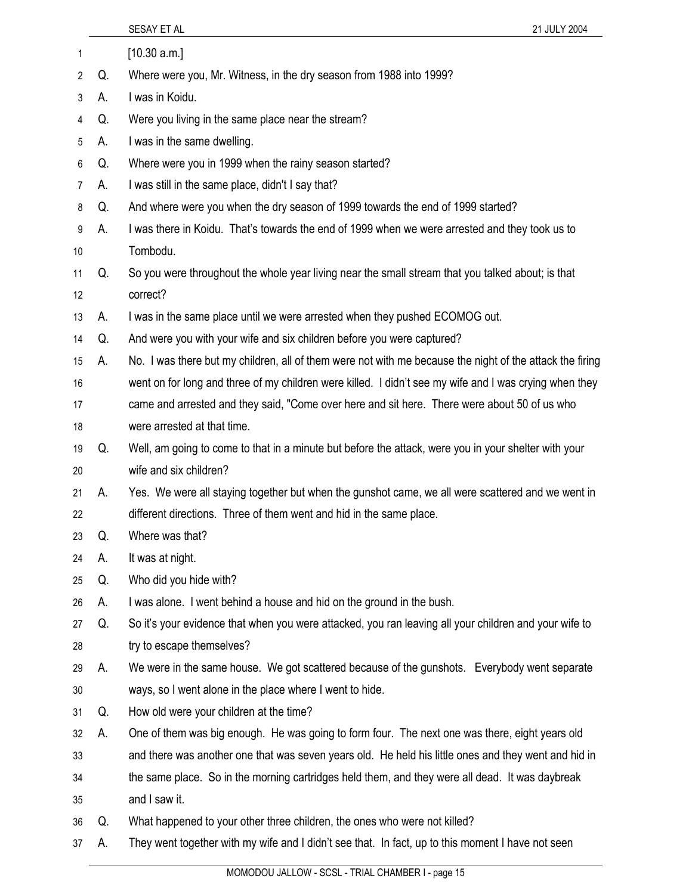[10.30 a.m.]

Q. Where were you, Mr. Witness, in the dry season from 1988 into 1999?

A. I was in Koidu.

Q. Were you living in the same place near the stream?

A. I was in the same dwelling.

Q. Where were you in 1999 when the rainy season started?

A. I was still in the same place, didn't I say that?

Q. And where were you when the dry season of 1999 towards the end of 1999 started?

A. I was there in Koidu. That's towards the end of 1999 when we were arrested and they took us to Tombodu.

Q. So you were throughout the whole year living near the small stream that you talked about; is that correct?

A. I was in the same place until we were arrested when they pushed ECOMOG out.

Q. And were you with your wife and six children before you were captured?

A. No. I was there but my children, all of them were not with me because the night of the attack the firing went on for long and three of my children were killed. I didn't see my wife and I was crying when they came and arrested and they said, "Come over here and sit here. There were about 50 of us who were arrested at that time.

Q. Well, am going to come to that in a minute but before the attack, were you in your shelter with your wife and six children?

A. Yes. We were all staying together but when the gunshot came, we all were scattered and we went in different directions. Three of them went and hid in the same place.

Q. Where was that?

A. It was at night.

Q. Who did you hide with?

A. I was alone. I went behind a house and hid on the ground in the bush.

Q. So it's your evidence that when you were attacked, you ran leaving all your children and your wife to try to escape themselves?

A. We were in the same house. We got scattered because of the gunshots. Everybody went separate ways, so I went alone in the place where I went to hide.

Q. How old were your children at the time?

A. One of them was big enough. He was going to form four. The next one was there, eight years old and there was another one that was seven years old. He held his little ones and they went and hid in the same place. So in the morning cartridges held them, and they were all dead. It was daybreak and I saw it.

Q. What happened to your other three children, the ones who were not killed?

A. They went together with my wife and I didn't see that. In fact, up to this moment I have not seen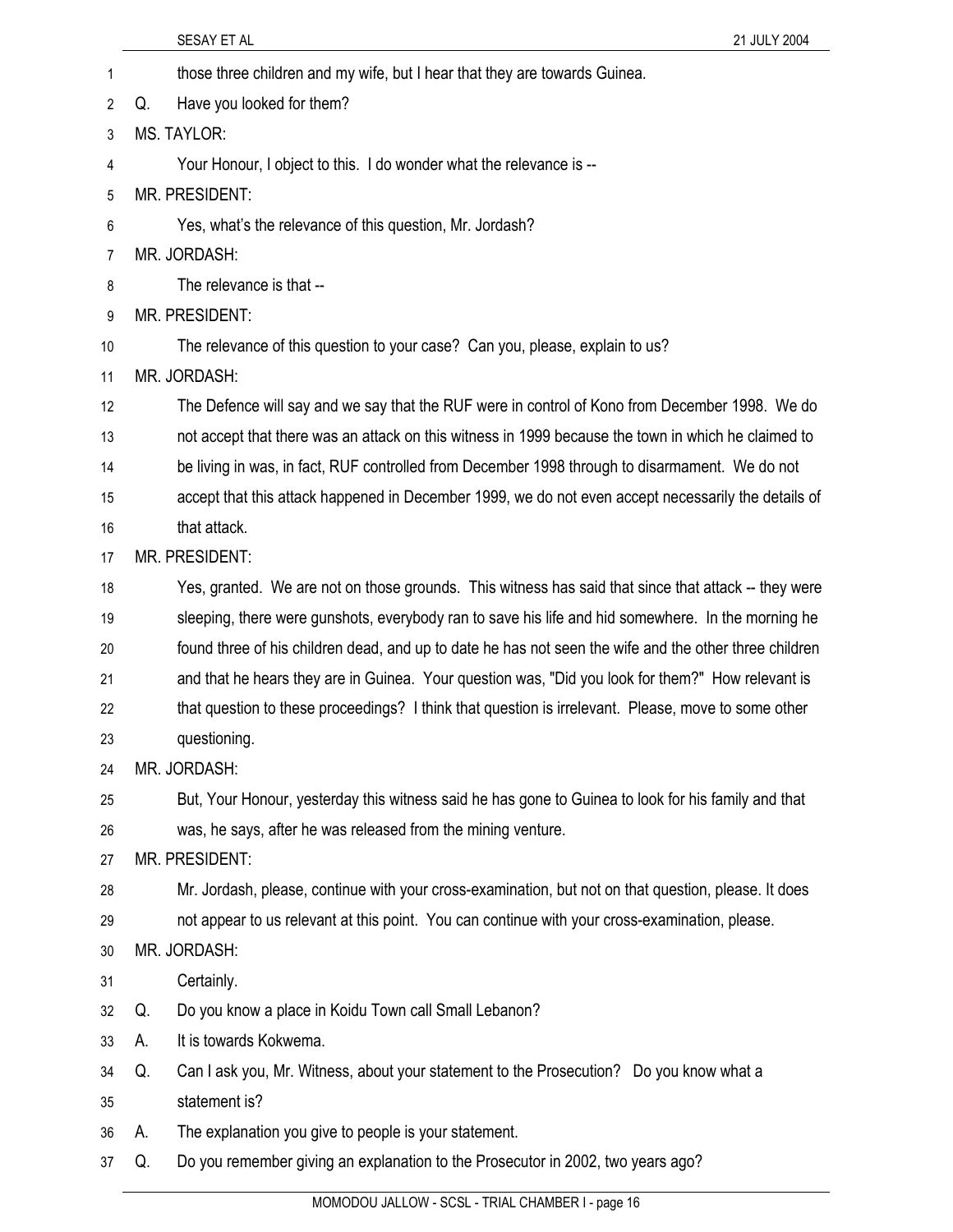those three children and my wife, but I hear that they are towards Guinea.

Q. Have you looked for them?

MS. TAYLOR:

Your Honour, I object to this. I do wonder what the relevance is --

MR. PRESIDENT:

Yes, what's the relevance of this question, Mr. Jordash?

MR. JORDASH:

The relevance is that --

MR. PRESIDENT:

The relevance of this question to your case? Can you, please, explain to us?

MR. JORDASH:

The Defence will say and we say that the RUF were in control of Kono from December 1998. We do not accept that there was an attack on this witness in 1999 because the town in which he claimed to be living in was, in fact, RUF controlled from December 1998 through to disarmament. We do not accept that this attack happened in December 1999, we do not even accept necessarily the details of that attack.

MR. PRESIDENT:

Yes, granted. We are not on those grounds. This witness has said that since that attack -- they were sleeping, there were gunshots, everybody ran to save his life and hid somewhere. In the morning he found three of his children dead, and up to date he has not seen the wife and the other three children and that he hears they are in Guinea. Your question was, "Did you look for them?" How relevant is that question to these proceedings? I think that question is irrelevant. Please, move to some other questioning.

MR. JORDASH:

But, Your Honour, yesterday this witness said he has gone to Guinea to look for his family and that was, he says, after he was released from the mining venture.

MR. PRESIDENT:

Mr. Jordash, please, continue with your cross-examination, but not on that question, please. It does not appear to us relevant at this point. You can continue with your cross-examination, please.

MR. JORDASH:

Certainly.

Q. Do you know a place in Koidu Town call Small Lebanon?

A. It is towards Kokwema.

Q. Can I ask you, Mr. Witness, about your statement to the Prosecution? Do you know what a statement is?

A. The explanation you give to people is your statement.

Q. Do you remember giving an explanation to the Prosecutor in 2002, two years ago?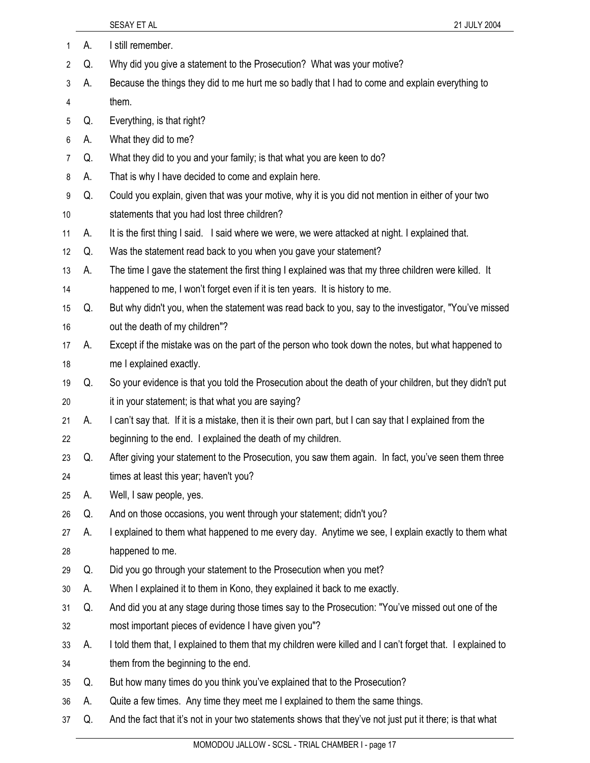A. I still remember.

Q. Why did you give a statement to the Prosecution? What was your motive?

A. Because the things they did to me hurt me so badly that I had to come and explain everything to them.

Q. Everything, is that right?

A. What they did to me?

Q. What they did to you and your family; is that what you are keen to do?

A. That is why I have decided to come and explain here.

Q. Could you explain, given that was your motive, why it is you did not mention in either of your two statements that you had lost three children?

A. It is the first thing I said. I said where we were, we were attacked at night. I explained that.

Q. Was the statement read back to you when you gave your statement?

A. The time I gave the statement the first thing I explained was that my three children were killed. It happened to me, I won't forget even if it is ten years. It is history to me.

Q. But why didn't you, when the statement was read back to you, say to the investigator, "You've missed out the death of my children"?

A. Except if the mistake was on the part of the person who took down the notes, but what happened to me I explained exactly.

Q. So your evidence is that you told the Prosecution about the death of your children, but they didn't put it in your statement; is that what you are saying?

A. I can't say that. If it is a mistake, then it is their own part, but I can say that I explained from the beginning to the end. I explained the death of my children.

Q. After giving your statement to the Prosecution, you saw them again. In fact, you've seen them three times at least this year; haven't you?

A. Well, I saw people, yes.

Q. And on those occasions, you went through your statement; didn't you?

A. I explained to them what happened to me every day. Anytime we see, I explain exactly to them what happened to me.

Q. Did you go through your statement to the Prosecution when you met?

A. When I explained it to them in Kono, they explained it back to me exactly.

Q. And did you at any stage during those times say to the Prosecution: "You've missed out one of the most important pieces of evidence I have given you"?

A. I told them that, I explained to them that my children were killed and I can't forget that. I explained to them from the beginning to the end.

Q. But how many times do you think you've explained that to the Prosecution?

A. Quite a few times. Any time they meet me I explained to them the same things.

Q. And the fact that it's not in your two statements shows that they've not just put it there; is that what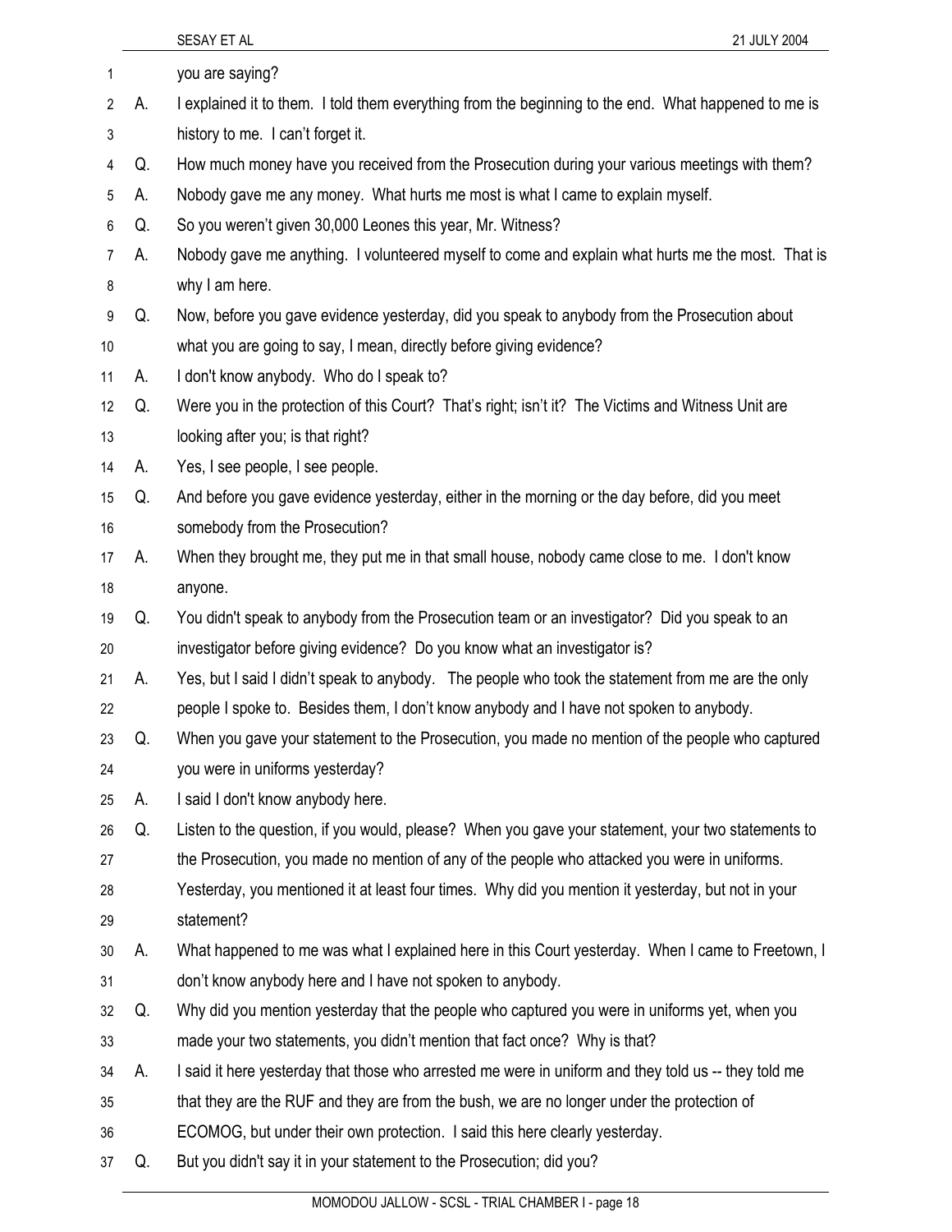you are saying?

A. I explained it to them. I told them everything from the beginning to the end. What happened to me is history to me. I can't forget it.

Q. How much money have you received from the Prosecution during your various meetings with them?

A. Nobody gave me any money. What hurts me most is what I came to explain myself.

Q. So you weren't given 30,000 Leones this year, Mr. Witness?

A. Nobody gave me anything. I volunteered myself to come and explain what hurts me the most. That is why I am here.

Q. Now, before you gave evidence yesterday, did you speak to anybody from the Prosecution about what you are going to say, I mean, directly before giving evidence?

A. I don't know anybody. Who do I speak to?

Q. Were you in the protection of this Court? That's right; isn't it? The Victims and Witness Unit are looking after you; is that right?

A. Yes, I see people, I see people.

Q. And before you gave evidence yesterday, either in the morning or the day before, did you meet somebody from the Prosecution?

A. When they brought me, they put me in that small house, nobody came close to me. I don't know anyone.

Q. You didn't speak to anybody from the Prosecution team or an investigator? Did you speak to an investigator before giving evidence? Do you know what an investigator is?

A. Yes, but I said I didn't speak to anybody. The people who took the statement from me are the only people I spoke to. Besides them, I don't know anybody and I have not spoken to anybody.

Q. When you gave your statement to the Prosecution, you made no mention of the people who captured you were in uniforms yesterday?

A. I said I don't know anybody here.

Q. Listen to the question, if you would, please? When you gave your statement, your two statements to the Prosecution, you made no mention of any of the people who attacked you were in uniforms. Yesterday, you mentioned it at least four times. Why did you mention it yesterday, but not in your statement?

A. What happened to me was what I explained here in this Court yesterday. When I came to Freetown, I don't know anybody here and I have not spoken to anybody.

Q. Why did you mention yesterday that the people who captured you were in uniforms yet, when you made your two statements, you didn't mention that fact once? Why is that?

A. I said it here yesterday that those who arrested me were in uniform and they told us -- they told me that they are the RUF and they are from the bush, we are no longer under the protection of ECOMOG, but under their own protection. I said this here clearly yesterday.

Q. But you didn't say it in your statement to the Prosecution; did you?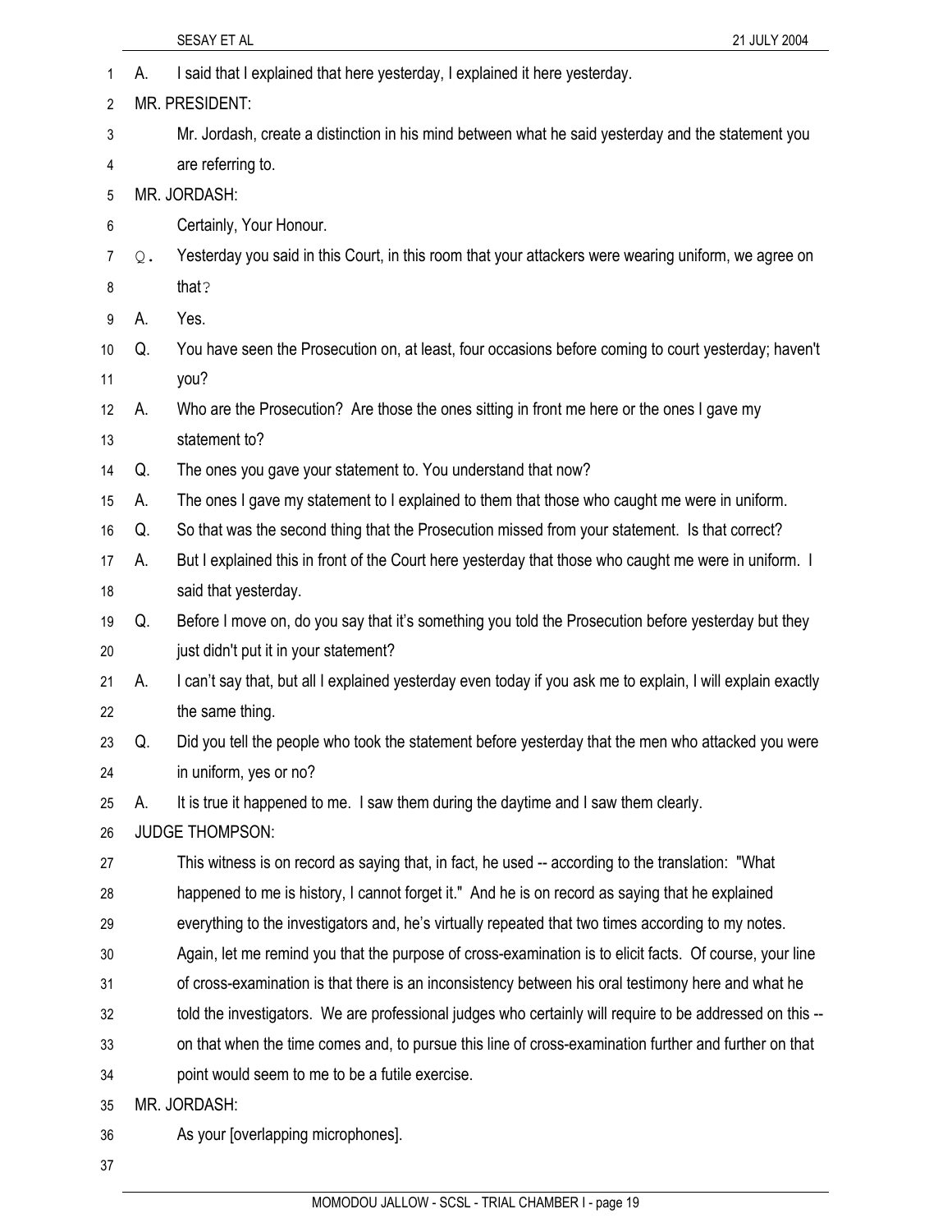A. I said that I explained that here yesterday, I explained it here yesterday.

MR. PRESIDENT:

Mr. Jordash, create a distinction in his mind between what he said yesterday and the statement you are referring to.

MR. JORDASH:

Certainly, Your Honour.

Q. Yesterday you said in this Court, in this room that your attackers were wearing uniform, we agree on that?

A. Yes.

Q. You have seen the Prosecution on, at least, four occasions before coming to court yesterday; haven't you?

A. Who are the Prosecution? Are those the ones sitting in front me here or the ones I gave my statement to?

Q. The ones you gave your statement to. You understand that now?

A. The ones I gave my statement to I explained to them that those who caught me were in uniform.

Q. So that was the second thing that the Prosecution missed from your statement. Is that correct?

A. But I explained this in front of the Court here yesterday that those who caught me were in uniform. I said that yesterday.

Q. Before I move on, do you say that it's something you told the Prosecution before yesterday but they just didn't put it in your statement?

A. I can't say that, but all I explained yesterday even today if you ask me to explain, I will explain exactly the same thing.

Q. Did you tell the people who took the statement before yesterday that the men who attacked you were in uniform, yes or no?

A. It is true it happened to me. I saw them during the daytime and I saw them clearly.

JUDGE THOMPSON:

This witness is on record as saying that, in fact, he used -- according to the translation: "What happened to me is history, I cannot forget it." And he is on record as saying that he explained everything to the investigators and, he's virtually repeated that two times according to my notes. Again, let me remind you that the purpose of cross-examination is to elicit facts. Of course, your line of cross-examination is that there is an inconsistency between his oral testimony here and what he told the investigators. We are professional judges who certainly will require to be addressed on this -- on that when the time comes and, to pursue this line of cross-examination further and further on that point would seem to me to be a futile exercise.

MR. JORDASH:

As your [overlapping microphones].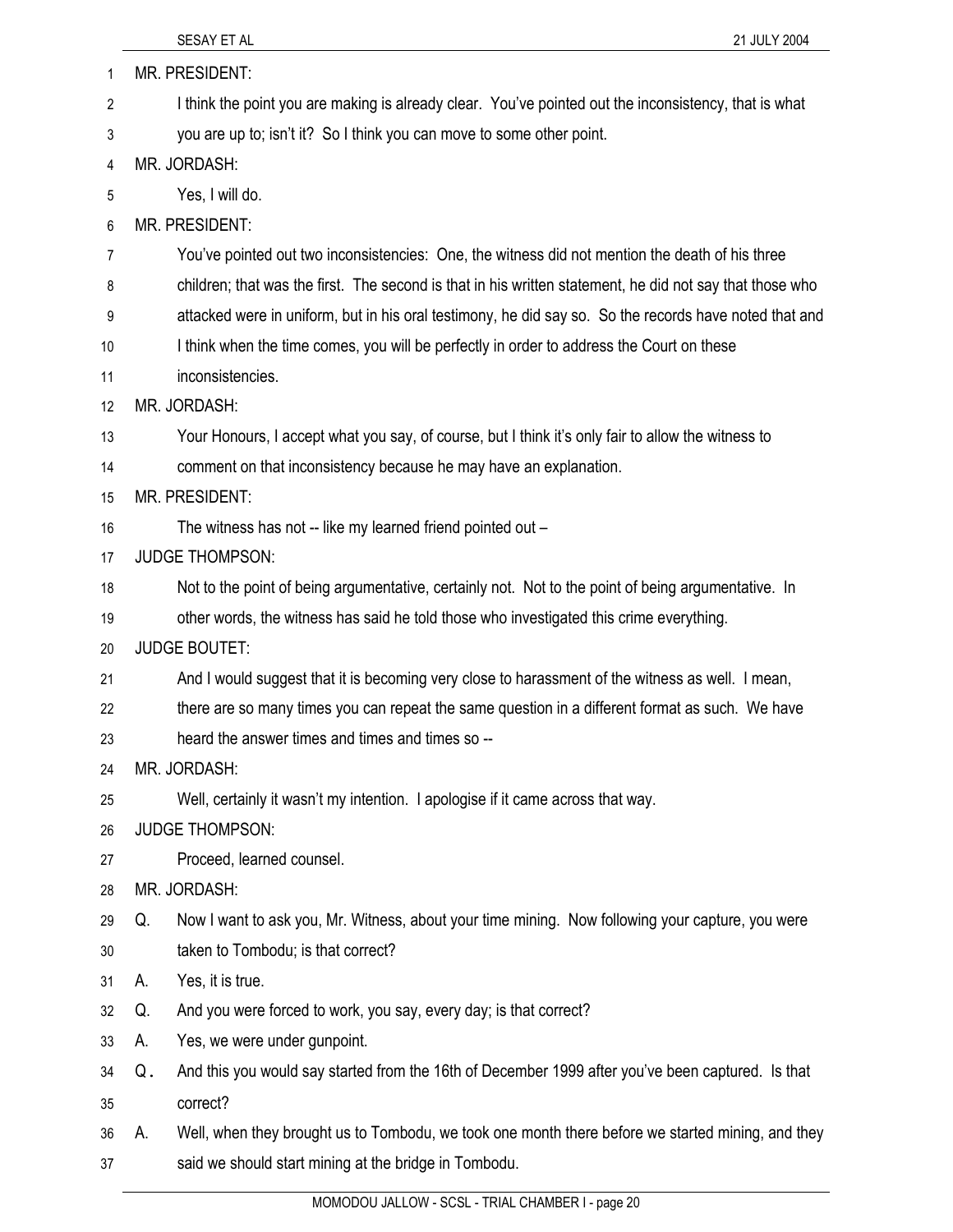MR. PRESIDENT:

I think the point you are making is already clear. You've pointed out the inconsistency, that is what you are up to; isn't it? So I think you can move to some other point.

MR. JORDASH:

Yes, I will do.

MR. PRESIDENT:

You've pointed out two inconsistencies: One, the witness did not mention the death of his three children; that was the first. The second is that in his written statement, he did not say that those who attacked were in uniform, but in his oral testimony, he did say so. So the records have noted that and I think when the time comes, you will be perfectly in order to address the Court on these inconsistencies.

MR. JORDASH:

Your Honours, I accept what you say, of course, but I think it's only fair to allow the witness to comment on that inconsistency because he may have an explanation.

MR. PRESIDENT:

The witness has not -- like my learned friend pointed out –

JUDGE THOMPSON:

Not to the point of being argumentative, certainly not. Not to the point of being argumentative. In other words, the witness has said he told those who investigated this crime everything.

JUDGE BOUTET:

And I would suggest that it is becoming very close to harassment of the witness as well. I mean, there are so many times you can repeat the same question in a different format as such. We have heard the answer times and times and times so --

MR. JORDASH:

Well, certainly it wasn't my intention. I apologise if it came across that way.

JUDGE THOMPSON:

Proceed, learned counsel.

MR. JORDASH:

Q. Now I want to ask you, Mr. Witness, about your time mining. Now following your capture, you were taken to Tombodu; is that correct?

A. Yes, it is true.

Q. And you were forced to work, you say, every day; is that correct?

A. Yes, we were under gunpoint.

Q. And this you would say started from the 16th of December 1999 after you've been captured. Is that correct?

A. Well, when they brought us to Tombodu, we took one month there before we started mining, and they said we should start mining at the bridge in Tombodu.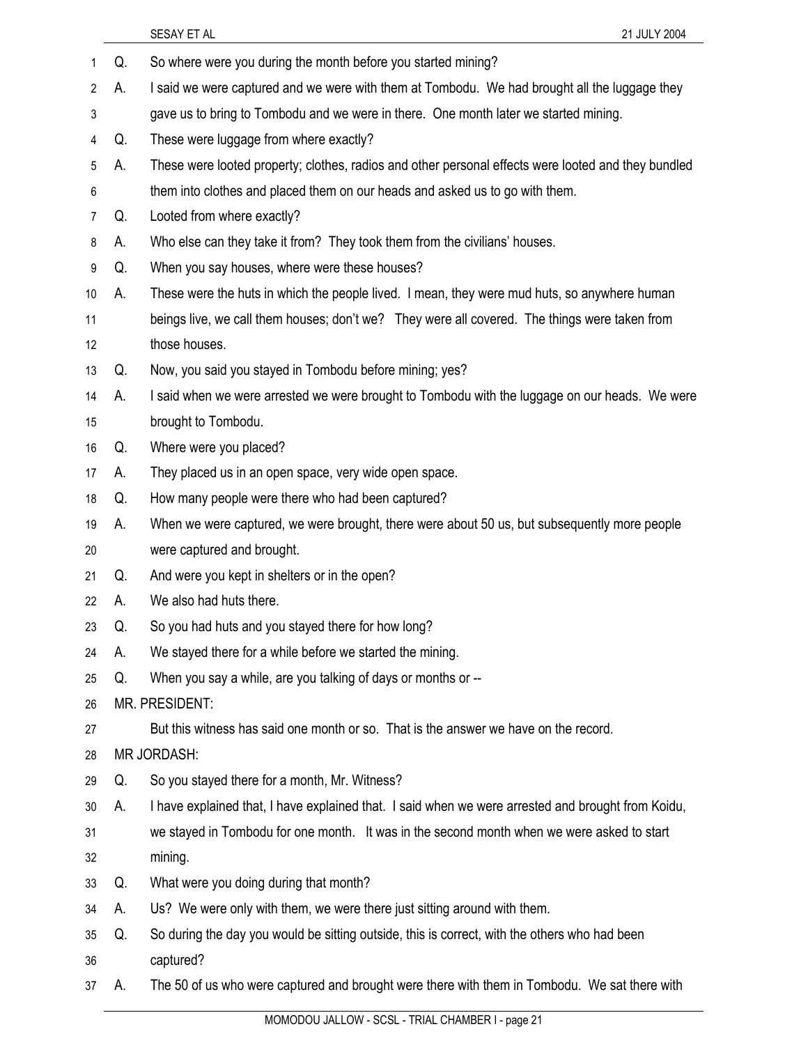Q. So where were you during the month before you started mining?

A. I said we were captured and we were with them at Tombodu. We had brought all the luggage they gave us to bring to Tombodu and we were in there. One month later we started mining.

Q. These were luggage from where exactly?

A. These were looted property; clothes, radios and other personal effects were looted and they bundled them into clothes and placed them on our heads and asked us to go with them.

Q. Looted from where exactly?

A. Who else can they take it from? They took them from the civilians' houses.

Q. When you say houses, where were these houses?

A. These were the huts in which the people lived. I mean, they were mud huts, so anywhere human beings live, we call them houses; don't we? They were all covered. The things were taken from those houses.

Q. Now, you said you stayed in Tombodu before mining; yes?

A. I said when we were arrested we were brought to Tombodu with the luggage on our heads. We were brought to Tombodu.

Q. Where were you placed?

A. They placed us in an open space, very wide open space.

Q. How many people were there who had been captured?

A. When we were captured, we were brought, there were about 50 us, but subsequently more people were captured and brought.

Q. And were you kept in shelters or in the open?

A. We also had huts there.

Q. So you had huts and you stayed there for how long?

A. We stayed there for a while before we started the mining.

Q. When you say a while, are you talking of days or months or --

MR. PRESIDENT:

But this witness has said one month or so. That is the answer we have on the record.

MR JORDASH:

Q. So you stayed there for a month, Mr. Witness?

A. I have explained that, I have explained that. I said when we were arrested and brought from Koidu, we stayed in Tombodu for one month. It was in the second month when we were asked to start mining.

Q. What were you doing during that month?

A. Us? We were only with them, we were there just sitting around with them.

Q. So during the day you would be sitting outside, this is correct, with the others who had been captured?

A. The 50 of us who were captured and brought were there with them in Tombodu. We sat there with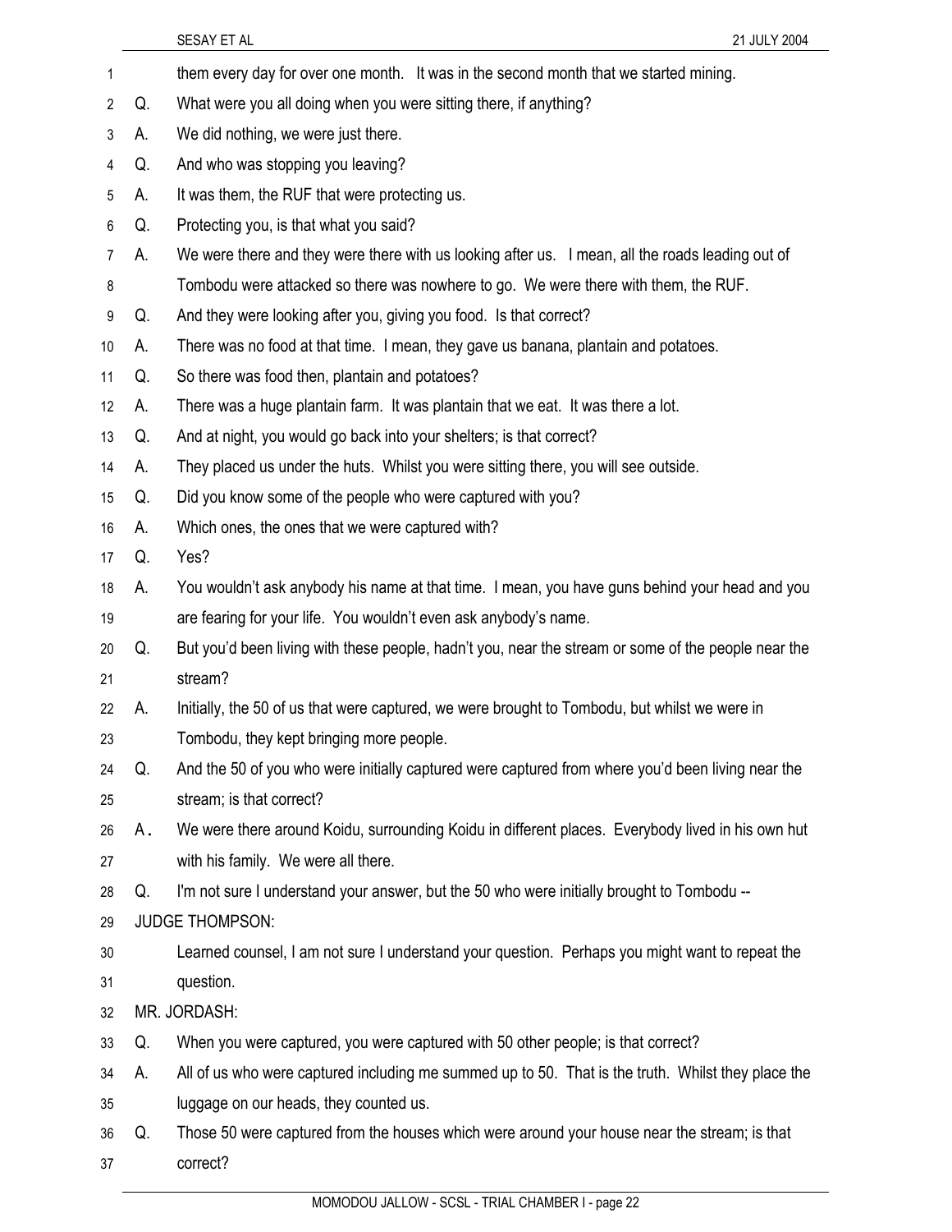them every day for over one month. It was in the second month that we started mining.

Q. What were you all doing when you were sitting there, if anything?

A. We did nothing, we were just there.

Q. And who was stopping you leaving?

A. It was them, the RUF that were protecting us.

Q. Protecting you, is that what you said?

A. We were there and they were there with us looking after us. I mean, all the roads leading out of Tombodu were attacked so there was nowhere to go. We were there with them, the RUF.

Q. And they were looking after you, giving you food. Is that correct?

A. There was no food at that time. I mean, they gave us banana, plantain and potatoes.

Q. So there was food then, plantain and potatoes?

A. There was a huge plantain farm. It was plantain that we eat. It was there a lot.

Q. And at night, you would go back into your shelters; is that correct?

A. They placed us under the huts. Whilst you were sitting there, you will see outside.

Q. Did you know some of the people who were captured with you?

A. Which ones, the ones that we were captured with?

Q. Yes?

A. You wouldn't ask anybody his name at that time. I mean, you have guns behind your head and you are fearing for your life. You wouldn't even ask anybody's name.

Q. But you'd been living with these people, hadn't you, near the stream or some of the people near the stream?

A. Initially, the 50 of us that were captured, we were brought to Tombodu, but whilst we were in Tombodu, they kept bringing more people.

Q. And the 50 of you who were initially captured were captured from where you'd been living near the stream; is that correct?

A. We were there around Koidu, surrounding Koidu in different places. Everybody lived in his own hut with his family. We were all there.

Q. I'm not sure I understand your answer, but the 50 who were initially brought to Tombodu --

JUDGE THOMPSON:

Learned counsel, I am not sure I understand your question. Perhaps you might want to repeat the question.

MR. JORDASH:

Q. When you were captured, you were captured with 50 other people; is that correct?

A. All of us who were captured including me summed up to 50. That is the truth. Whilst they place the luggage on our heads, they counted us.

Q. Those 50 were captured from the houses which were around your house near the stream; is that correct?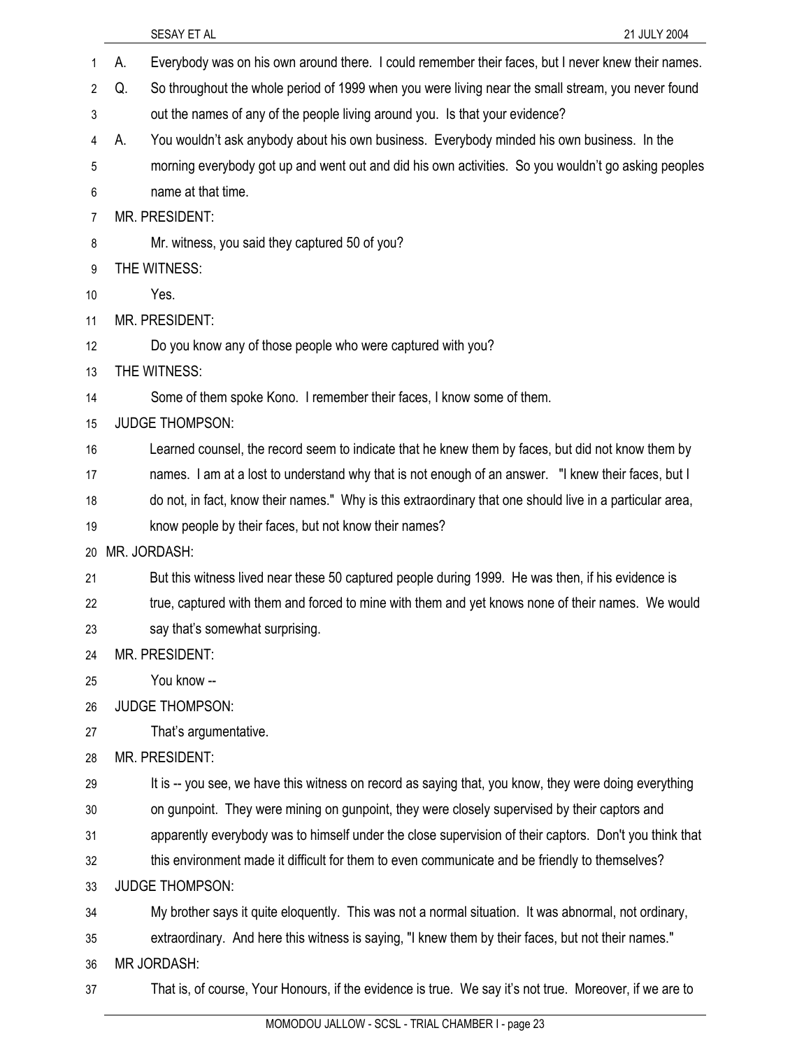A. Everybody was on his own around there. I could remember their faces, but I never knew their names.

Q. So throughout the whole period of 1999 when you were living near the small stream, you never found out the names of any of the people living around you. Is that your evidence?

A. You wouldn't ask anybody about his own business. Everybody minded his own business. In the morning everybody got up and went out and did his own activities. So you wouldn't go asking peoples name at that time.

MR. PRESIDENT:

Mr. witness, you said they captured 50 of you?

THE WITNESS:

Yes.

MR. PRESIDENT:

Do you know any of those people who were captured with you?

THE WITNESS:

Some of them spoke Kono. I remember their faces, I know some of them.

JUDGE THOMPSON:

Learned counsel, the record seem to indicate that he knew them by faces, but did not know them by names. I am at a lost to understand why that is not enough of an answer. "I knew their faces, but I do not, in fact, know their names." Why is this extraordinary that one should live in a particular area, know people by their faces, but not know their names?

MR. JORDASH:

But this witness lived near these 50 captured people during 1999. He was then, if his evidence is true, captured with them and forced to mine with them and yet knows none of their names. We would say that's somewhat surprising.

MR. PRESIDENT:

You know --

JUDGE THOMPSON:

That's argumentative.

MR. PRESIDENT:

It is -- you see, we have this witness on record as saying that, you know, they were doing everything on gunpoint. They were mining on gunpoint, they were closely supervised by their captors and apparently everybody was to himself under the close supervision of their captors. Don't you think that this environment made it difficult for them to even communicate and be friendly to themselves?

JUDGE THOMPSON:

My brother says it quite eloquently. This was not a normal situation. It was abnormal, not ordinary, extraordinary. And here this witness is saying, "I knew them by their faces, but not their names."

MR JORDASH:

That is, of course, Your Honours, if the evidence is true. We say it's not true. Moreover, if we are to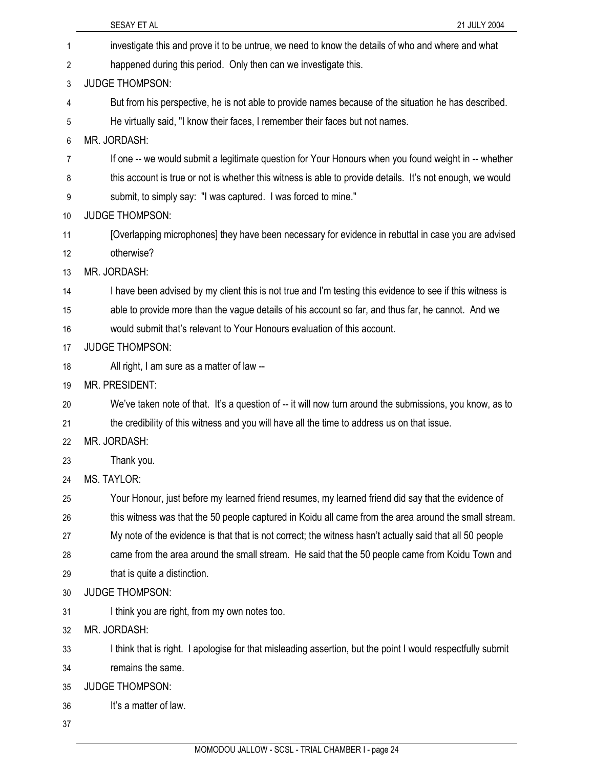investigate this and prove it to be untrue, we need to know the details of who and where and what happened during this period. Only then can we investigate this.

JUDGE THOMPSON:

But from his perspective, he is not able to provide names because of the situation he has described. He virtually said, "I know their faces, I remember their faces but not names.

MR. JORDASH:

If one -- we would submit a legitimate question for Your Honours when you found weight in -- whether this account is true or not is whether this witness is able to provide details. It's not enough, we would submit, to simply say: "I was captured. I was forced to mine."

JUDGE THOMPSON:

[Overlapping microphones] they have been necessary for evidence in rebuttal in case you are advised otherwise?

MR. JORDASH:

I have been advised by my client this is not true and I'm testing this evidence to see if this witness is able to provide more than the vague details of his account so far, and thus far, he cannot. And we would submit that's relevant to Your Honours evaluation of this account.

JUDGE THOMPSON:

All right, I am sure as a matter of law --

MR. PRESIDENT:

We've taken note of that. It's a question of -- it will now turn around the submissions, you know, as to the credibility of this witness and you will have all the time to address us on that issue.

MR. JORDASH:

Thank you.

MS. TAYLOR:

Your Honour, just before my learned friend resumes, my learned friend did say that the evidence of this witness was that the 50 people captured in Koidu all came from the area around the small stream. My note of the evidence is that that is not correct; the witness hasn't actually said that all 50 people came from the area around the small stream. He said that the 50 people came from Koidu Town and that is quite a distinction.

JUDGE THOMPSON:

I think you are right, from my own notes too.

MR. JORDASH:

I think that is right. I apologise for that misleading assertion, but the point I would respectfully submit remains the same.

JUDGE THOMPSON:

It's a matter of law.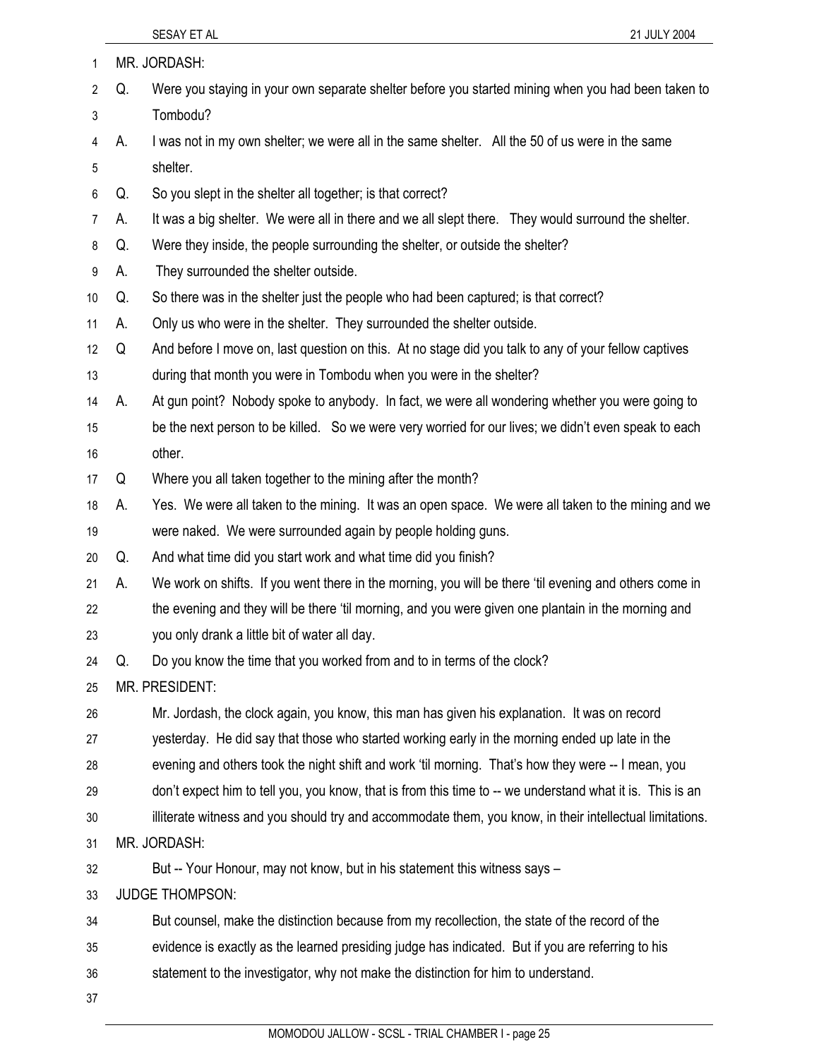MR. JORDASH:

Q. Were you staying in your own separate shelter before you started mining when you had been taken to Tombodu?

A. I was not in my own shelter; we were all in the same shelter. All the 50 of us were in the same shelter.

Q. So you slept in the shelter all together; is that correct?

A. It was a big shelter. We were all in there and we all slept there. They would surround the shelter.

Q. Were they inside, the people surrounding the shelter, or outside the shelter?

A. They surrounded the shelter outside.

Q. So there was in the shelter just the people who had been captured; is that correct?

A. Only us who were in the shelter. They surrounded the shelter outside.

Q And before I move on, last question on this. At no stage did you talk to any of your fellow captives during that month you were in Tombodu when you were in the shelter?

A. At gun point? Nobody spoke to anybody. In fact, we were all wondering whether you were going to be the next person to be killed. So we were very worried for our lives; we didn't even speak to each other.

Q Where you all taken together to the mining after the month?

A. Yes. We were all taken to the mining. It was an open space. We were all taken to the mining and we were naked. We were surrounded again by people holding guns.

Q. And what time did you start work and what time did you finish?

A. We work on shifts. If you went there in the morning, you will be there 'til evening and others come in the evening and they will be there 'til morning, and you were given one plantain in the morning and you only drank a little bit of water all day.

Q. Do you know the time that you worked from and to in terms of the clock?

MR. PRESIDENT:

Mr. Jordash, the clock again, you know, this man has given his explanation. It was on record yesterday. He did say that those who started working early in the morning ended up late in the evening and others took the night shift and work 'til morning. That's how they were -- I mean, you don't expect him to tell you, you know, that is from this time to -- we understand what it is. This is an illiterate witness and you should try and accommodate them, you know, in their intellectual limitations.

MR. JORDASH:

But -- Your Honour, may not know, but in his statement this witness says –

JUDGE THOMPSON:

But counsel, make the distinction because from my recollection, the state of the record of the evidence is exactly as the learned presiding judge has indicated. But if you are referring to his statement to the investigator, why not make the distinction for him to understand.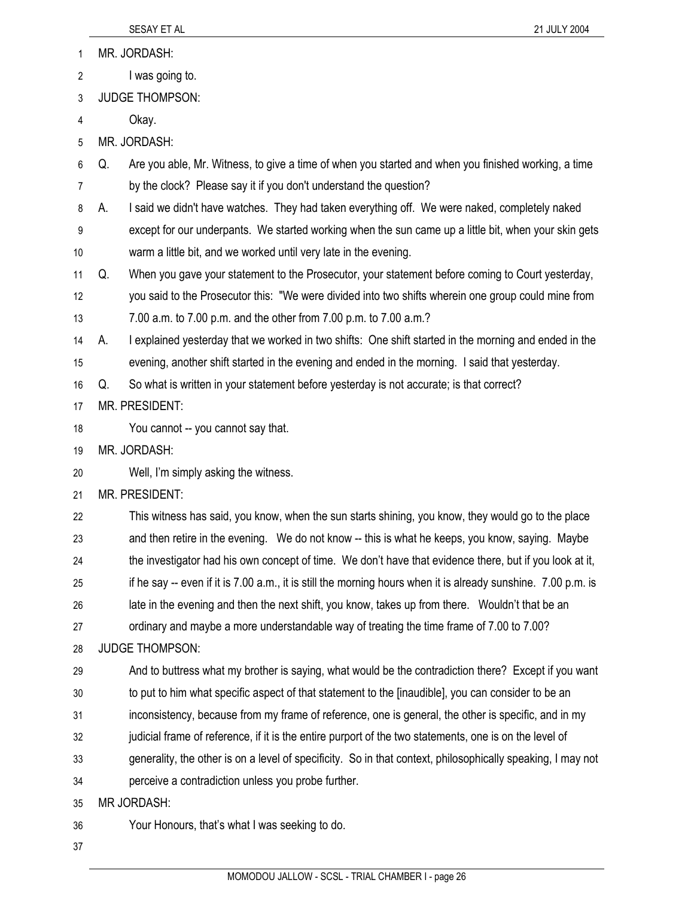MR. JORDASH:

I was going to.

JUDGE THOMPSON:

Okay.

MR. JORDASH:

Q. Are you able, Mr. Witness, to give a time of when you started and when you finished working, a time by the clock? Please say it if you don't understand the question?

A. I said we didn't have watches. They had taken everything off. We were naked, completely naked except for our underpants. We started working when the sun came up a little bit, when your skin gets warm a little bit, and we worked until very late in the evening.

Q. When you gave your statement to the Prosecutor, your statement before coming to Court yesterday, you said to the Prosecutor this: "We were divided into two shifts wherein one group could mine from 7.00 a.m. to 7.00 p.m. and the other from 7.00 p.m. to 7.00 a.m.?

A. I explained yesterday that we worked in two shifts: One shift started in the morning and ended in the evening, another shift started in the evening and ended in the morning. I said that yesterday.

Q. So what is written in your statement before yesterday is not accurate; is that correct?

MR. PRESIDENT:

You cannot -- you cannot say that.

MR. JORDASH:

Well, I'm simply asking the witness.

MR. PRESIDENT:

This witness has said, you know, when the sun starts shining, you know, they would go to the place and then retire in the evening. We do not know -- this is what he keeps, you know, saying. Maybe the investigator had his own concept of time. We don't have that evidence there, but if you look at it, if he say -- even if it is 7.00 a.m., it is still the morning hours when it is already sunshine. 7.00 p.m. is late in the evening and then the next shift, you know, takes up from there. Wouldn't that be an ordinary and maybe a more understandable way of treating the time frame of 7.00 to 7.00?

JUDGE THOMPSON:

And to buttress what my brother is saying, what would be the contradiction there? Except if you want to put to him what specific aspect of that statement to the [inaudible], you can consider to be an inconsistency, because from my frame of reference, one is general, the other is specific, and in my judicial frame of reference, if it is the entire purport of the two statements, one is on the level of generality, the other is on a level of specificity. So in that context, philosophically speaking, I may not perceive a contradiction unless you probe further.

MR JORDASH:

Your Honours, that's what I was seeking to do.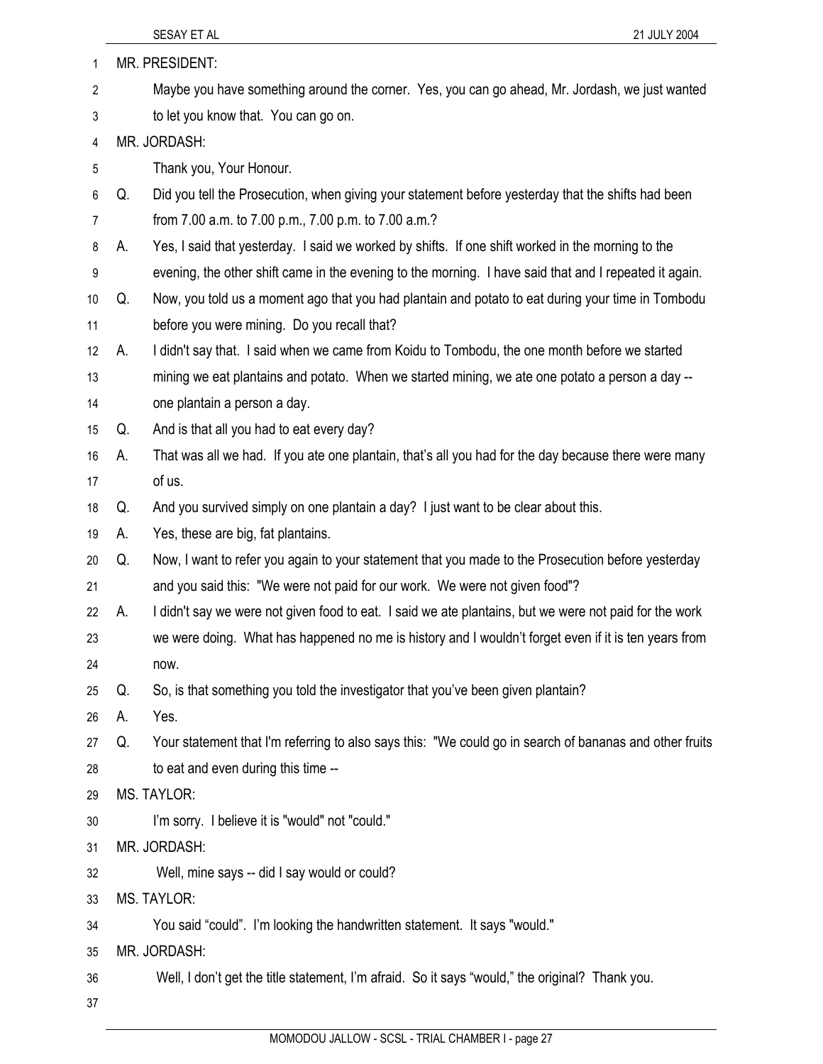MR. PRESIDENT:

Maybe you have something around the corner. Yes, you can go ahead, Mr. Jordash, we just wanted to let you know that. You can go on.

MR. JORDASH:

Thank you, Your Honour.

Q. Did you tell the Prosecution, when giving your statement before yesterday that the shifts had been from 7.00 a.m. to 7.00 p.m., 7.00 p.m. to 7.00 a.m.?

A. Yes, I said that yesterday. I said we worked by shifts. If one shift worked in the morning to the evening, the other shift came in the evening to the morning. I have said that and I repeated it again.

Q. Now, you told us a moment ago that you had plantain and potato to eat during your time in Tombodu before you were mining. Do you recall that?

A. I didn't say that. I said when we came from Koidu to Tombodu, the one month before we started mining we eat plantains and potato. When we started mining, we ate one potato a person a day -- one plantain a person a day.

Q. And is that all you had to eat every day?

A. That was all we had. If you ate one plantain, that's all you had for the day because there were many of us.

Q. And you survived simply on one plantain a day? I just want to be clear about this.

A. Yes, these are big, fat plantains.

Q. Now, I want to refer you again to your statement that you made to the Prosecution before yesterday and you said this: "We were not paid for our work. We were not given food"?

A. I didn't say we were not given food to eat. I said we ate plantains, but we were not paid for the work we were doing. What has happened no me is history and I wouldn't forget even if it is ten years from now.

Q. So, is that something you told the investigator that you've been given plantain?

A. Yes.

Q. Your statement that I'm referring to also says this: "We could go in search of bananas and other fruits to eat and even during this time --

MS. TAYLOR:

I'm sorry. I believe it is "would" not "could."

MR. JORDASH:

Well, mine says -- did I say would or could?

MS. TAYLOR:

You said "could". I'm looking the handwritten statement. It says "would."

MR. JORDASH:

Well, I don't get the title statement, I'm afraid. So it says "would," the original? Thank you.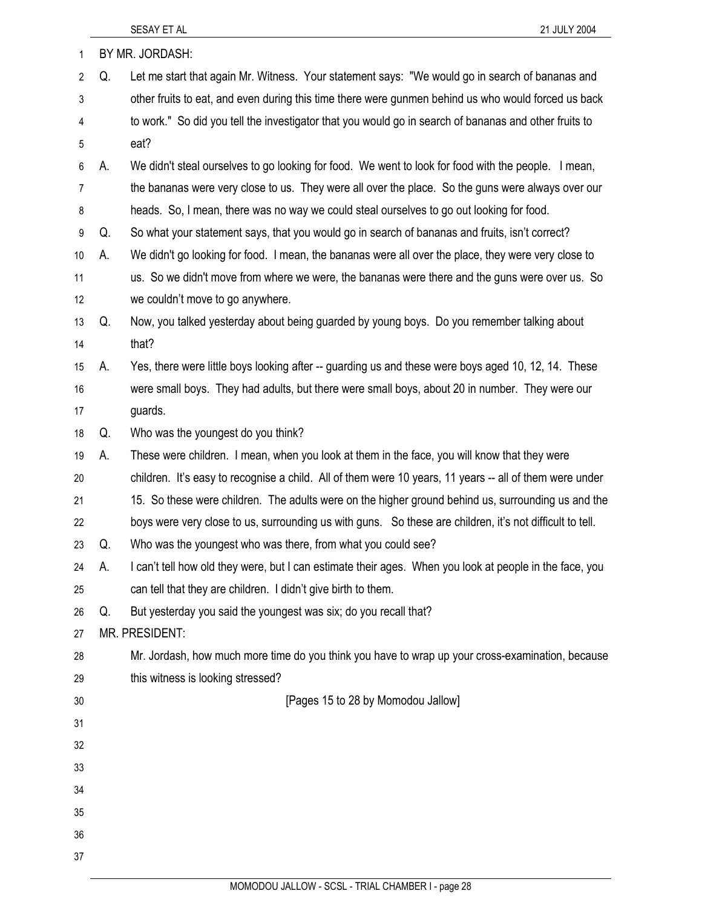BY MR. JORDASH:

Q. Let me start that again Mr. Witness. Your statement says: "We would go in search of bananas and other fruits to eat, and even during this time there were gunmen behind us who would forced us back to work." So did you tell the investigator that you would go in search of bananas and other fruits to eat?

A. We didn't steal ourselves to go looking for food. We went to look for food with the people. I mean, the bananas were very close to us. They were all over the place. So the guns were always over our heads. So, I mean, there was no way we could steal ourselves to go out looking for food.

Q. So what your statement says, that you would go in search of bananas and fruits, isn't correct?

A. We didn't go looking for food. I mean, the bananas were all over the place, they were very close to us. So we didn't move from where we were, the bananas were there and the guns were over us. So we couldn't move to go anywhere.

Q. Now, you talked yesterday about being guarded by young boys. Do you remember talking about that?

A. Yes, there were little boys looking after -- guarding us and these were boys aged 10, 12, 14. These were small boys. They had adults, but there were small boys, about 20 in number. They were our guards.

Q. Who was the youngest do you think?

A. These were children. I mean, when you look at them in the face, you will know that they were children. It's easy to recognise a child. All of them were 10 years, 11 years -- all of them were under 15. So these were children. The adults were on the higher ground behind us, surrounding us and the boys were very close to us, surrounding us with guns. So these are children, it's not difficult to tell.

Q. Who was the youngest who was there, from what you could see?

A. I can't tell how old they were, but I can estimate their ages. When you look at people in the face, you can tell that they are children. I didn't give birth to them.

Q. But yesterday you said the youngest was six; do you recall that?

MR. PRESIDENT:

Mr. Jordash, how much more time do you think you have to wrap up your cross-examination, because this witness is looking stressed?

[Pages 15 to 28 by Momodou Jallow]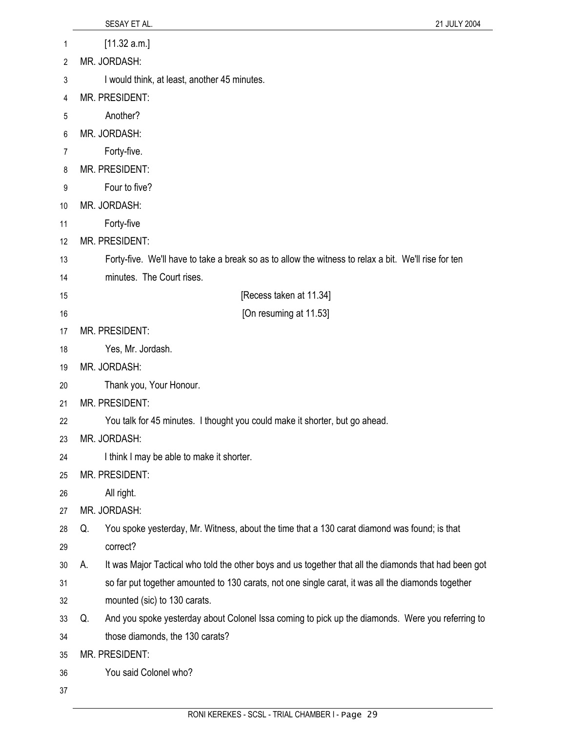[11.32 a.m.]

MR. JORDASH:

I would think, at least, another 45 minutes.

MR. PRESIDENT:

Another?

MR. JORDASH:

Forty-five.

MR. PRESIDENT:

Four to five?

MR. JORDASH:

Forty-five

MR. PRESIDENT:

Forty-five. We'll have to take a break so as to allow the witness to relax a bit. We'll rise for ten minutes. The Court rises.

[Recess taken at 11.34]

[On resuming at 11.53]

MR. PRESIDENT:

Yes, Mr. Jordash.

MR. JORDASH:

Thank you, Your Honour.

MR. PRESIDENT:

You talk for 45 minutes. I thought you could make it shorter, but go ahead.

MR. JORDASH:

I think I may be able to make it shorter.

MR. PRESIDENT:

All right.

MR. JORDASH:

Q. You spoke yesterday, Mr. Witness, about the time that a 130 carat diamond was found; is that correct?

A. It was Major Tactical who told the other boys and us together that all the diamonds that had been got so far put together amounted to 130 carats, not one single carat, it was all the diamonds together mounted (sic) to 130 carats.

Q. And you spoke yesterday about Colonel Issa coming to pick up the diamonds. Were you referring to those diamonds, the 130 carats?

MR. PRESIDENT:

You said Colonel who?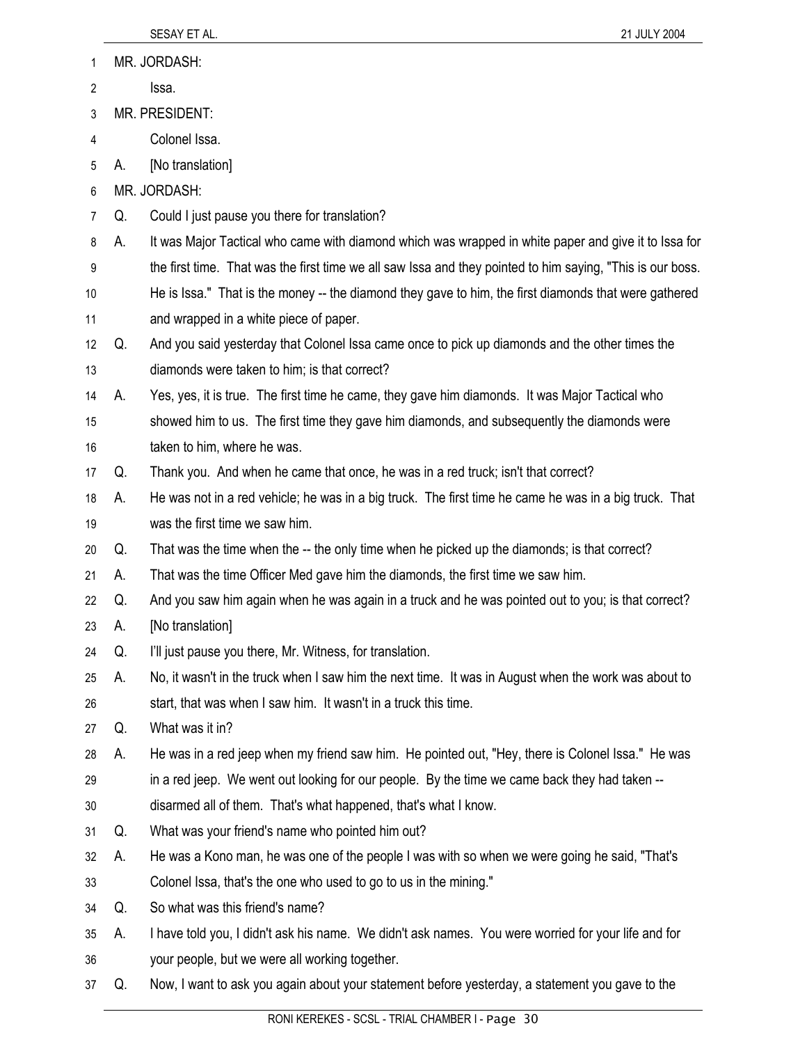MR. JORDASH:

Issa.

MR. PRESIDENT:

Colonel Issa.

A. [No translation]

MR. JORDASH:

Q. Could I just pause you there for translation?

A. It was Major Tactical who came with diamond which was wrapped in white paper and give it to Issa for the first time. That was the first time we all saw Issa and they pointed to him saying, "This is our boss. He is Issa." That is the money -- the diamond they gave to him, the first diamonds that were gathered and wrapped in a white piece of paper.

Q. And you said yesterday that Colonel Issa came once to pick up diamonds and the other times the diamonds were taken to him; is that correct?

A. Yes, yes, it is true. The first time he came, they gave him diamonds. It was Major Tactical who showed him to us. The first time they gave him diamonds, and subsequently the diamonds were taken to him, where he was.

Q. Thank you. And when he came that once, he was in a red truck; isn't that correct?

A. He was not in a red vehicle; he was in a big truck. The first time he came he was in a big truck. That was the first time we saw him.

Q. That was the time when the -- the only time when he picked up the diamonds; is that correct?

A. That was the time Officer Med gave him the diamonds, the first time we saw him.

Q. And you saw him again when he was again in a truck and he was pointed out to you; is that correct?

A. [No translation]

Q. I'll just pause you there, Mr. Witness, for translation.

A. No, it wasn't in the truck when I saw him the next time. It was in August when the work was about to start, that was when I saw him. It wasn't in a truck this time.

Q. What was it in?

A. He was in a red jeep when my friend saw him. He pointed out, "Hey, there is Colonel Issa." He was in a red jeep. We went out looking for our people. By the time we came back they had taken -- disarmed all of them. That's what happened, that's what I know.

Q. What was your friend's name who pointed him out?

A. He was a Kono man, he was one of the people I was with so when we were going he said, "That's Colonel Issa, that's the one who used to go to us in the mining."

Q. So what was this friend's name?

A. I have told you, I didn't ask his name. We didn't ask names. You were worried for your life and for your people, but we were all working together.

Q. Now, I want to ask you again about your statement before yesterday, a statement you gave to the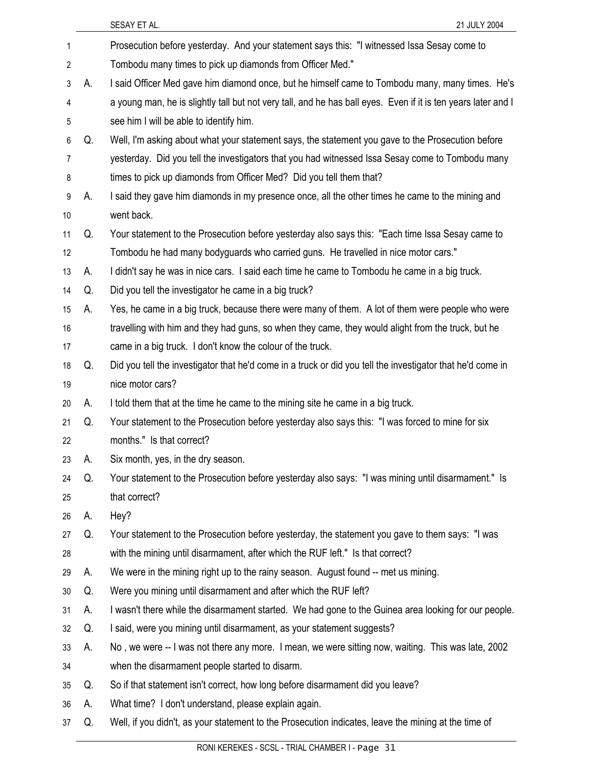Prosecution before yesterday. And your statement says this: "I witnessed Issa Sesay come to Tombodu many times to pick up diamonds from Officer Med."

A. I said Officer Med gave him diamond once, but he himself came to Tombodu many, many times. He's a young man, he is slightly tall but not very tall, and he has ball eyes. Even if it is ten years later and I see him I will be able to identify him.

Q. Well, I'm asking about what your statement says, the statement you gave to the Prosecution before yesterday. Did you tell the investigators that you had witnessed Issa Sesay come to Tombodu many times to pick up diamonds from Officer Med? Did you tell them that?

A. I said they gave him diamonds in my presence once, all the other times he came to the mining and went back.

Q. Your statement to the Prosecution before yesterday also says this: "Each time Issa Sesay came to Tombodu he had many bodyguards who carried guns. He travelled in nice motor cars."

A. I didn't say he was in nice cars. I said each time he came to Tombodu he came in a big truck.

Q. Did you tell the investigator he came in a big truck?

A. Yes, he came in a big truck, because there were many of them. A lot of them were people who were travelling with him and they had guns, so when they came, they would alight from the truck, but he came in a big truck. I don't know the colour of the truck.

Q. Did you tell the investigator that he'd come in a truck or did you tell the investigator that he'd come in nice motor cars?

A. I told them that at the time he came to the mining site he came in a big truck.

Q. Your statement to the Prosecution before yesterday also says this: "I was forced to mine for six months." Is that correct?

A. Six month, yes, in the dry season.

Q. Your statement to the Prosecution before yesterday also says: "I was mining until disarmament." Is that correct?

A. Hey?

Q. Your statement to the Prosecution before yesterday, the statement you gave to them says: "I was with the mining until disarmament, after which the RUF left." Is that correct?

A. We were in the mining right up to the rainy season. August found -- met us mining.

Q. Were you mining until disarmament and after which the RUF left?

A. I wasn't there while the disarmament started. We had gone to the Guinea area looking for our people.

Q. I said, were you mining until disarmament, as your statement suggests?

A. No , we were -- I was not there any more. I mean, we were sitting now, waiting. This was late, 2002 when the disarmament people started to disarm.

Q. So if that statement isn't correct, how long before disarmament did you leave?

A. What time? I don't understand, please explain again.

Q. Well, if you didn't, as your statement to the Prosecution indicates, leave the mining at the time of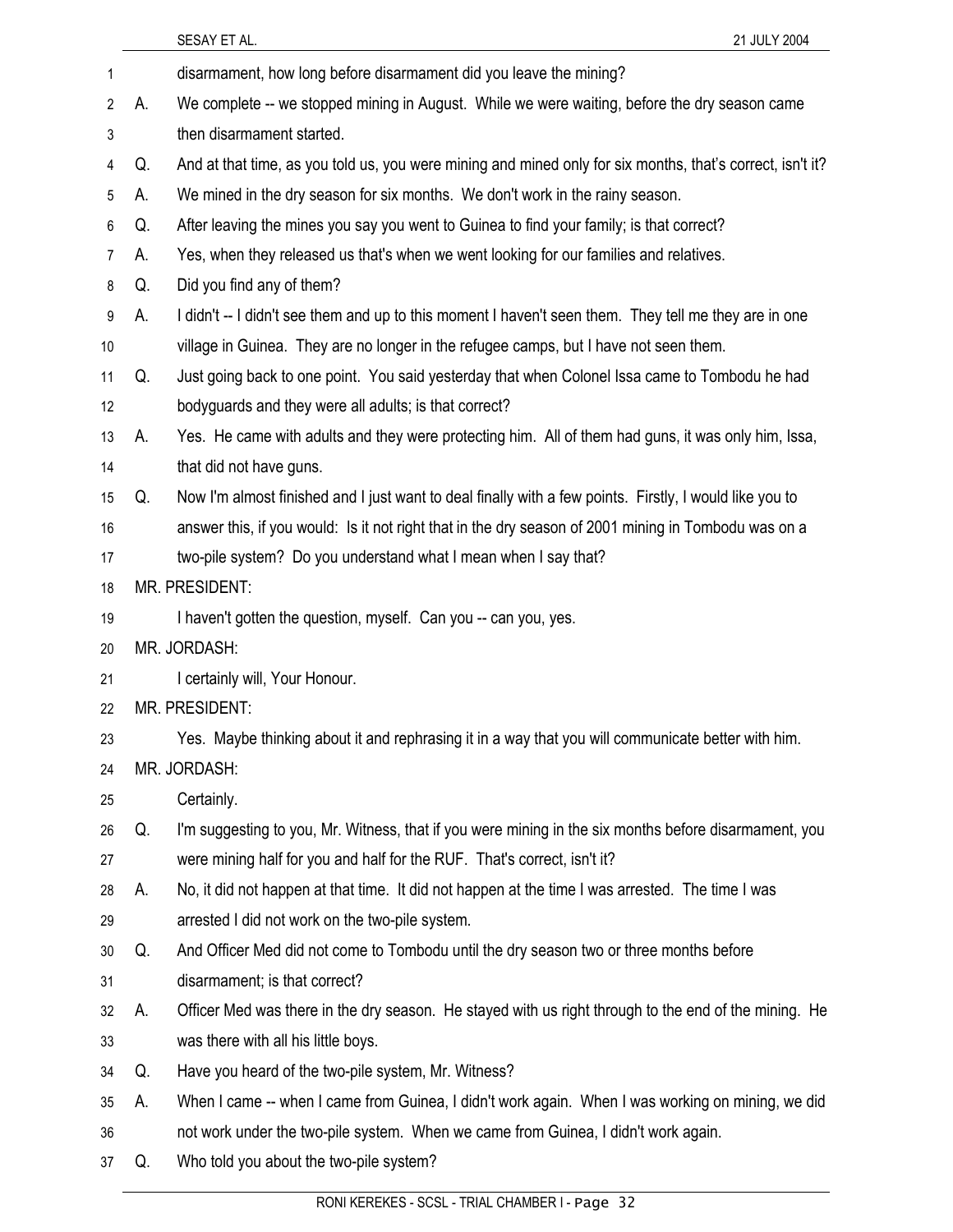disarmament, how long before disarmament did you leave the mining?

A. We complete -- we stopped mining in August. While we were waiting, before the dry season came then disarmament started.

Q. And at that time, as you told us, you were mining and mined only for six months, that's correct, isn't it?

A. We mined in the dry season for six months. We don't work in the rainy season.

Q. After leaving the mines you say you went to Guinea to find your family; is that correct?

A. Yes, when they released us that's when we went looking for our families and relatives.

Q. Did you find any of them?

A. I didn't -- I didn't see them and up to this moment I haven't seen them. They tell me they are in one village in Guinea. They are no longer in the refugee camps, but I have not seen them.

Q. Just going back to one point. You said yesterday that when Colonel Issa came to Tombodu he had bodyguards and they were all adults; is that correct?

A. Yes. He came with adults and they were protecting him. All of them had guns, it was only him, Issa, that did not have guns.

Q. Now I'm almost finished and I just want to deal finally with a few points. Firstly, I would like you to answer this, if you would: Is it not right that in the dry season of 2001 mining in Tombodu was on a two-pile system? Do you understand what I mean when I say that?

MR. PRESIDENT:

I haven't gotten the question, myself. Can you -- can you, yes.

MR. JORDASH:

I certainly will, Your Honour.

MR. PRESIDENT:

Yes. Maybe thinking about it and rephrasing it in a way that you will communicate better with him.

MR. JORDASH:

Certainly.

Q. I'm suggesting to you, Mr. Witness, that if you were mining in the six months before disarmament, you were mining half for you and half for the RUF. That's correct, isn't it?

A. No, it did not happen at that time. It did not happen at the time I was arrested. The time I was arrested I did not work on the two-pile system.

Q. And Officer Med did not come to Tombodu until the dry season two or three months before disarmament; is that correct?

A. Officer Med was there in the dry season. He stayed with us right through to the end of the mining. He was there with all his little boys.

Q. Have you heard of the two-pile system, Mr. Witness?

A. When I came -- when I came from Guinea, I didn't work again. When I was working on mining, we did not work under the two-pile system. When we came from Guinea, I didn't work again.

Q. Who told you about the two-pile system?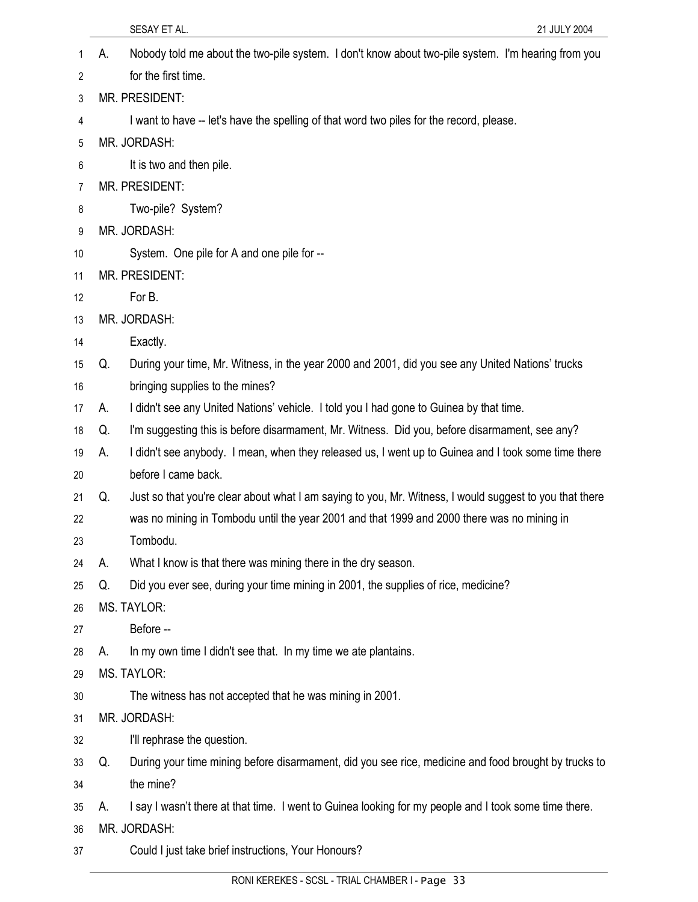A. Nobody told me about the two-pile system. I don't know about two-pile system. I'm hearing from you for the first time.

MR. PRESIDENT:

I want to have -- let's have the spelling of that word two piles for the record, please.

MR. JORDASH:

It is two and then pile.

MR. PRESIDENT:

Two-pile? System?

MR. JORDASH:

System. One pile for A and one pile for --

MR. PRESIDENT:

For B.

MR. JORDASH:

Exactly.

Q. During your time, Mr. Witness, in the year 2000 and 2001, did you see any United Nations' trucks bringing supplies to the mines?

A. I didn't see any United Nations' vehicle. I told you I had gone to Guinea by that time.

Q. I'm suggesting this is before disarmament, Mr. Witness. Did you, before disarmament, see any?

A. I didn't see anybody. I mean, when they released us, I went up to Guinea and I took some time there before I came back.

Q. Just so that you're clear about what I am saying to you, Mr. Witness, I would suggest to you that there was no mining in Tombodu until the year 2001 and that 1999 and 2000 there was no mining in Tombodu.

A. What I know is that there was mining there in the dry season.

Q. Did you ever see, during your time mining in 2001, the supplies of rice, medicine?

MS. TAYLOR:

Before --

A. In my own time I didn't see that. In my time we ate plantains.

MS. TAYLOR:

The witness has not accepted that he was mining in 2001.

MR. JORDASH:

I'll rephrase the question.

Q. During your time mining before disarmament, did you see rice, medicine and food brought by trucks to the mine?

A. I say I wasn't there at that time. I went to Guinea looking for my people and I took some time there.

MR. JORDASH:

Could I just take brief instructions, Your Honours?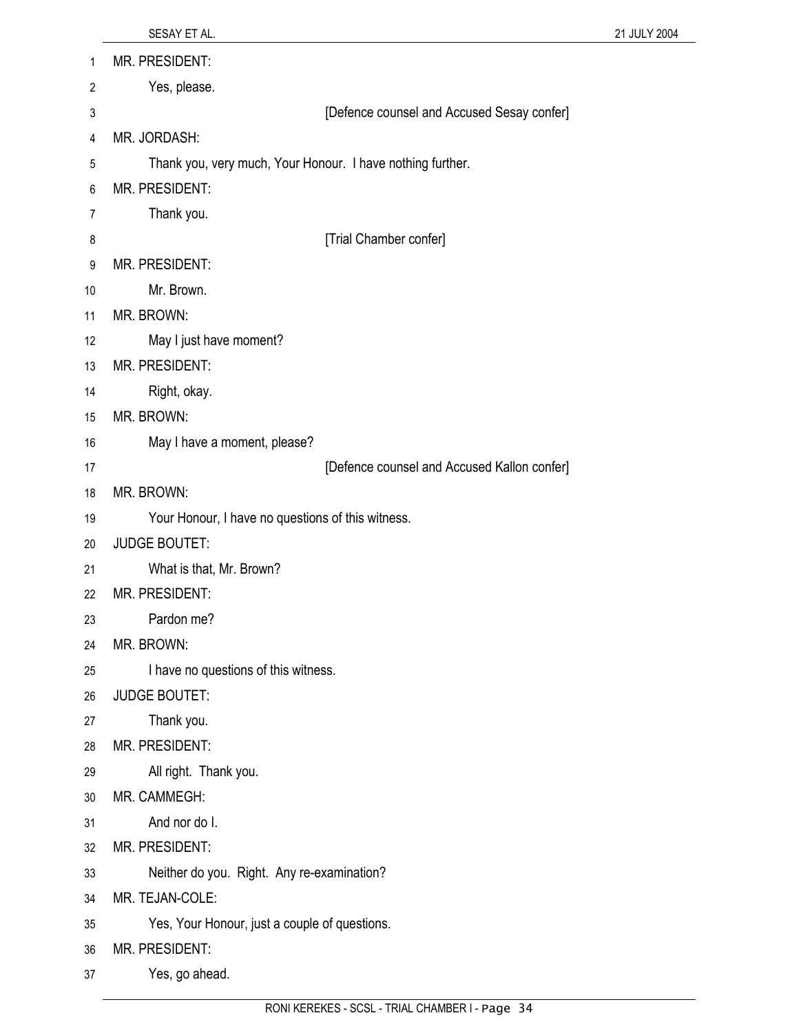MR. PRESIDENT:

Yes, please.

[Defence counsel and Accused Sesay confer]

MR. JORDASH:

Thank you, very much, Your Honour. I have nothing further.

MR. PRESIDENT:

Thank you.

[Trial Chamber confer]

MR. PRESIDENT:

Mr. Brown.

MR. BROWN:

May I just have moment?

MR. PRESIDENT:

Right, okay.

MR. BROWN:

May I have a moment, please?

[Defence counsel and Accused Kallon confer]

MR. BROWN:

Your Honour, I have no questions of this witness.

JUDGE BOUTET:

What is that, Mr. Brown?

MR. PRESIDENT:

Pardon me?

MR. BROWN:

I have no questions of this witness.

JUDGE BOUTET:

Thank you.

MR. PRESIDENT:

All right. Thank you.

MR. CAMMEGH:

And nor do I.

MR. PRESIDENT:

Neither do you. Right. Any re-examination?

MR. TEJAN-COLE:

Yes, Your Honour, just a couple of questions.

MR. PRESIDENT:

Yes, go ahead.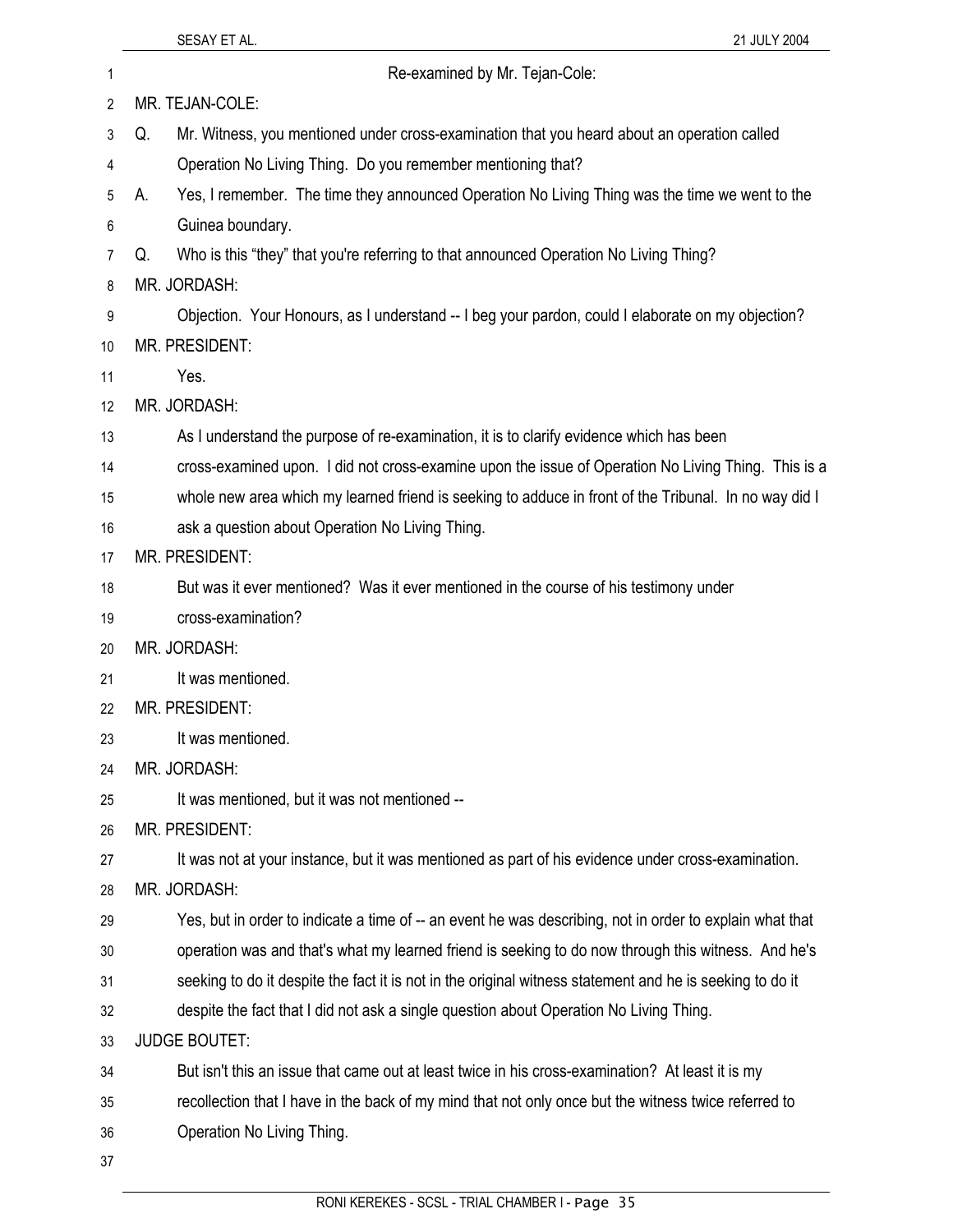Re-examined by Mr. Tejan-Cole:

MR. TEJAN-COLE:

Q. Mr. Witness, you mentioned under cross-examination that you heard about an operation called Operation No Living Thing. Do you remember mentioning that?

A. Yes, I remember. The time they announced Operation No Living Thing was the time we went to the Guinea boundary.

Q. Who is this "they" that you're referring to that announced Operation No Living Thing?

MR. JORDASH:

Objection. Your Honours, as I understand -- I beg your pardon, could I elaborate on my objection?

MR. PRESIDENT:

Yes.

MR. JORDASH:

As I understand the purpose of re-examination, it is to clarify evidence which has been cross-examined upon. I did not cross-examine upon the issue of Operation No Living Thing. This is a whole new area which my learned friend is seeking to adduce in front of the Tribunal. In no way did I ask a question about Operation No Living Thing.

MR. PRESIDENT:

But was it ever mentioned? Was it ever mentioned in the course of his testimony under cross-examination?

MR. JORDASH:

It was mentioned.

MR. PRESIDENT:

It was mentioned.

MR. JORDASH:

It was mentioned, but it was not mentioned --

MR. PRESIDENT:

It was not at your instance, but it was mentioned as part of his evidence under cross-examination.

MR. JORDASH:

Yes, but in order to indicate a time of -- an event he was describing, not in order to explain what that operation was and that's what my learned friend is seeking to do now through this witness. And he's seeking to do it despite the fact it is not in the original witness statement and he is seeking to do it despite the fact that I did not ask a single question about Operation No Living Thing.

JUDGE BOUTET:

But isn't this an issue that came out at least twice in his cross-examination? At least it is my recollection that I have in the back of my mind that not only once but the witness twice referred to Operation No Living Thing.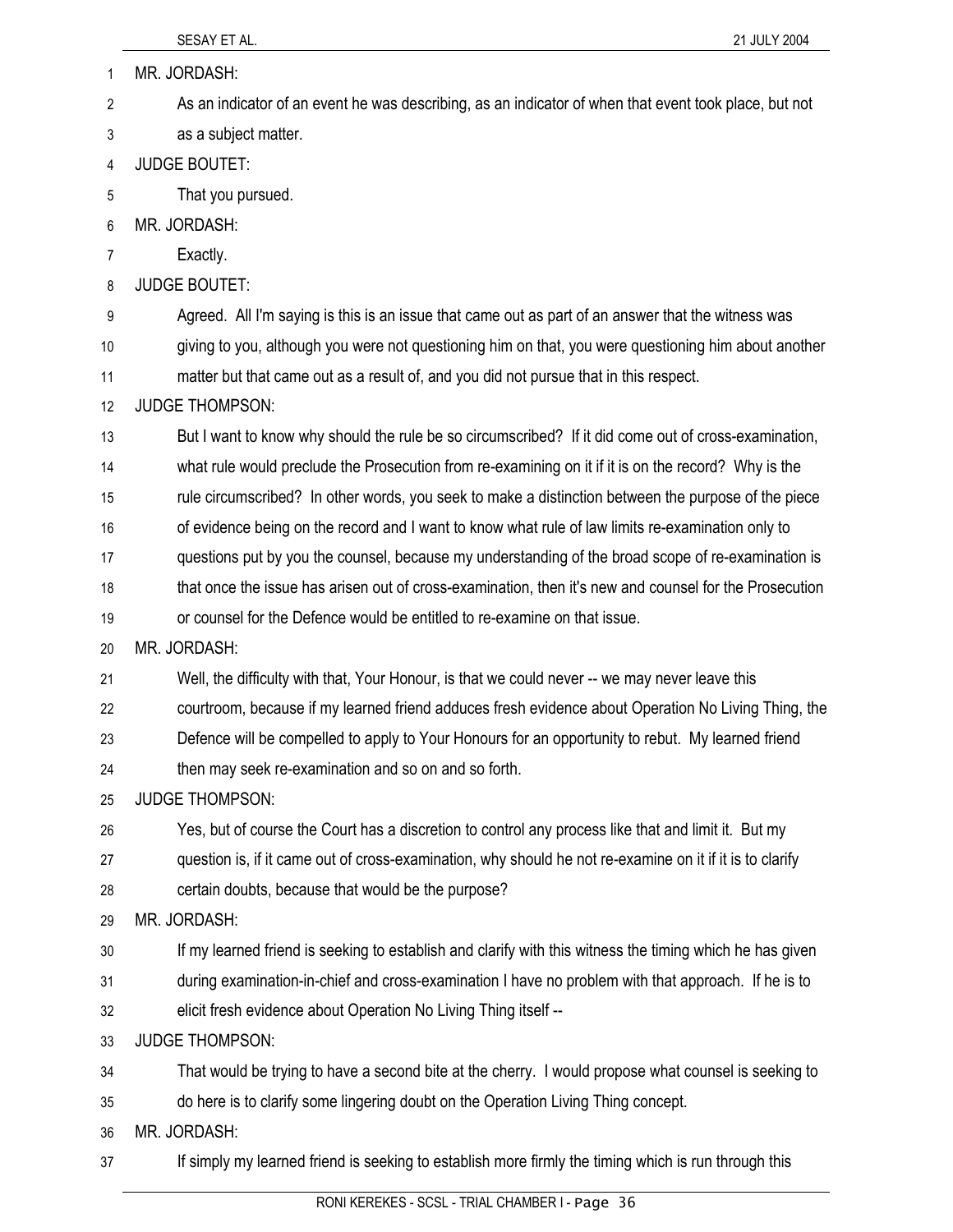MR. JORDASH:

As an indicator of an event he was describing, as an indicator of when that event took place, but not as a subject matter.

JUDGE BOUTET:

That you pursued.

MR. JORDASH:

Exactly.

JUDGE BOUTET:

Agreed. All I'm saying is this is an issue that came out as part of an answer that the witness was giving to you, although you were not questioning him on that, you were questioning him about another matter but that came out as a result of, and you did not pursue that in this respect.

JUDGE THOMPSON:

But I want to know why should the rule be so circumscribed? If it did come out of cross-examination, what rule would preclude the Prosecution from re-examining on it if it is on the record? Why is the rule circumscribed? In other words, you seek to make a distinction between the purpose of the piece of evidence being on the record and I want to know what rule of law limits re-examination only to questions put by you the counsel, because my understanding of the broad scope of re-examination is that once the issue has arisen out of cross-examination, then it's new and counsel for the Prosecution or counsel for the Defence would be entitled to re-examine on that issue.

MR. JORDASH:

Well, the difficulty with that, Your Honour, is that we could never -- we may never leave this courtroom, because if my learned friend adduces fresh evidence about Operation No Living Thing, the Defence will be compelled to apply to Your Honours for an opportunity to rebut. My learned friend then may seek re-examination and so on and so forth.

JUDGE THOMPSON:

Yes, but of course the Court has a discretion to control any process like that and limit it. But my question is, if it came out of cross-examination, why should he not re-examine on it if it is to clarify certain doubts, because that would be the purpose?

MR. JORDASH:

If my learned friend is seeking to establish and clarify with this witness the timing which he has given during examination-in-chief and cross-examination I have no problem with that approach. If he is to elicit fresh evidence about Operation No Living Thing itself --

JUDGE THOMPSON:

That would be trying to have a second bite at the cherry. I would propose what counsel is seeking to do here is to clarify some lingering doubt on the Operation Living Thing concept.

MR. JORDASH:

If simply my learned friend is seeking to establish more firmly the timing which is run through this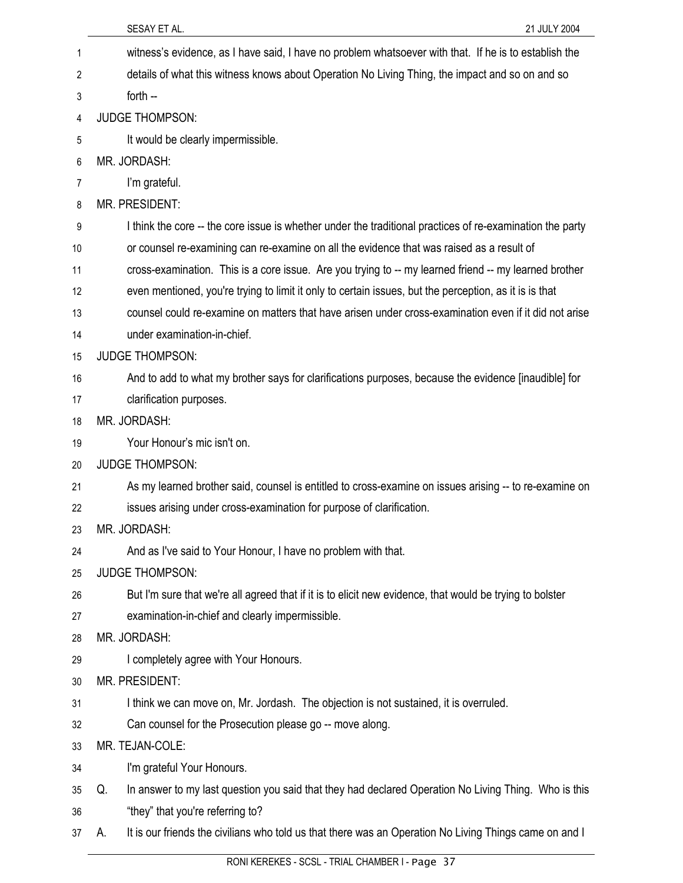witness's evidence, as I have said, I have no problem whatsoever with that. If he is to establish the details of what this witness knows about Operation No Living Thing, the impact and so on and so forth --

JUDGE THOMPSON:

It would be clearly impermissible.

MR. JORDASH:

I'm grateful.

MR. PRESIDENT:

I think the core -- the core issue is whether under the traditional practices of re-examination the party or counsel re-examining can re-examine on all the evidence that was raised as a result of cross-examination. This is a core issue. Are you trying to -- my learned friend -- my learned brother even mentioned, you're trying to limit it only to certain issues, but the perception, as it is is that counsel could re-examine on matters that have arisen under cross-examination even if it did not arise under examination-in-chief.

JUDGE THOMPSON:

And to add to what my brother says for clarifications purposes, because the evidence [inaudible] for clarification purposes.

MR. JORDASH:

Your Honour's mic isn't on.

JUDGE THOMPSON:

As my learned brother said, counsel is entitled to cross-examine on issues arising -- to re-examine on issues arising under cross-examination for purpose of clarification.

MR. JORDASH:

And as I've said to Your Honour, I have no problem with that.

JUDGE THOMPSON:

But I'm sure that we're all agreed that if it is to elicit new evidence, that would be trying to bolster examination-in-chief and clearly impermissible.

MR. JORDASH:

I completely agree with Your Honours.

MR. PRESIDENT:

I think we can move on, Mr. Jordash. The objection is not sustained, it is overruled.

Can counsel for the Prosecution please go -- move along.

MR. TEJAN-COLE:

I'm grateful Your Honours.

Q. In answer to my last question you said that they had declared Operation No Living Thing. Who is this "they" that you're referring to?

A. It is our friends the civilians who told us that there was an Operation No Living Things came on and I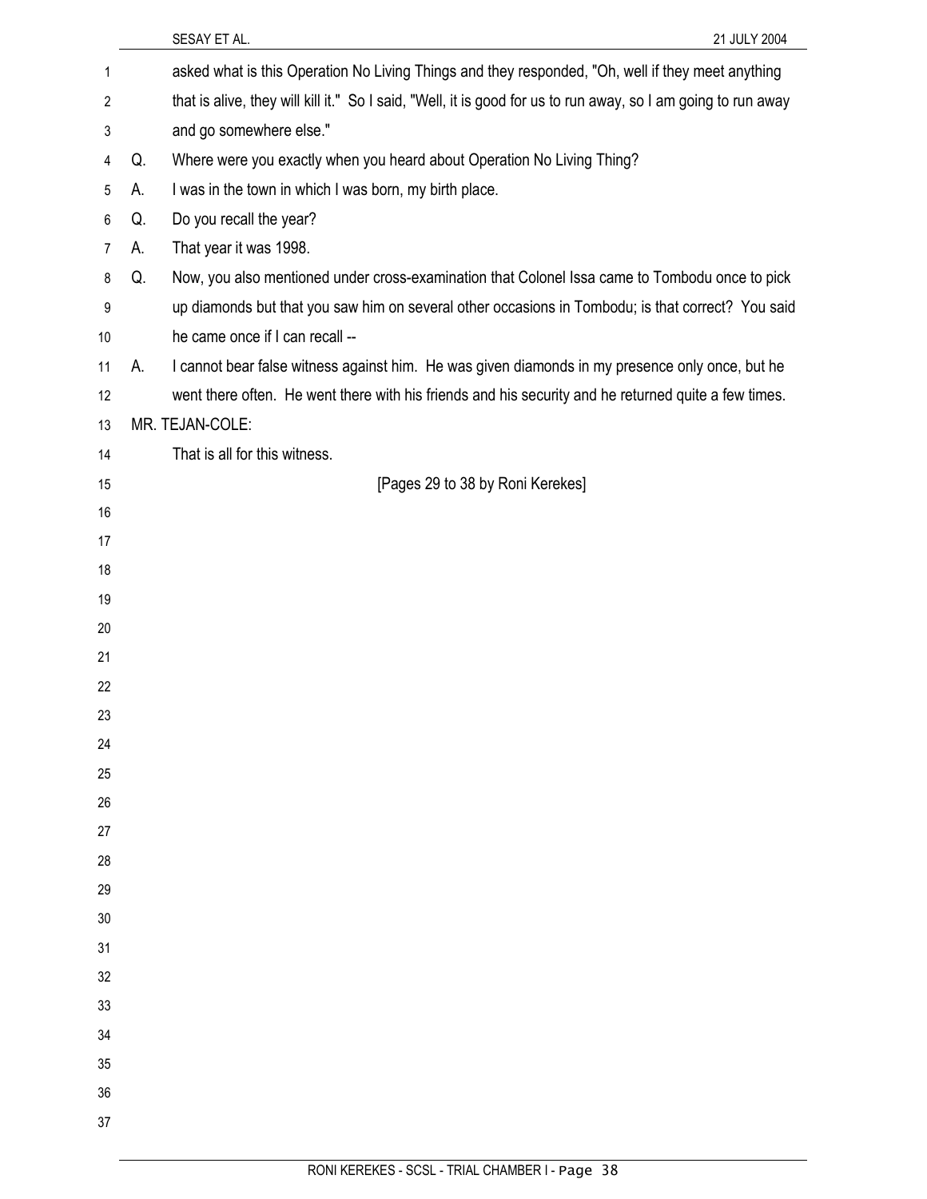asked what is this Operation No Living Things and they responded, "Oh, well if they meet anything that is alive, they will kill it." So I said, "Well, it is good for us to run away, so I am going to run away and go somewhere else."

Q. Where were you exactly when you heard about Operation No Living Thing?

A. I was in the town in which I was born, my birth place.

Q. Do you recall the year?

A. That year it was 1998.

Q. Now, you also mentioned under cross-examination that Colonel Issa came to Tombodu once to pick up diamonds but that you saw him on several other occasions in Tombodu; is that correct? You said he came once if I can recall --

A. I cannot bear false witness against him. He was given diamonds in my presence only once, but he went there often. He went there with his friends and his security and he returned quite a few times.

MR. TEJAN-COLE:

That is all for this witness.

[Pages 29 to 38 by Roni Kerekes]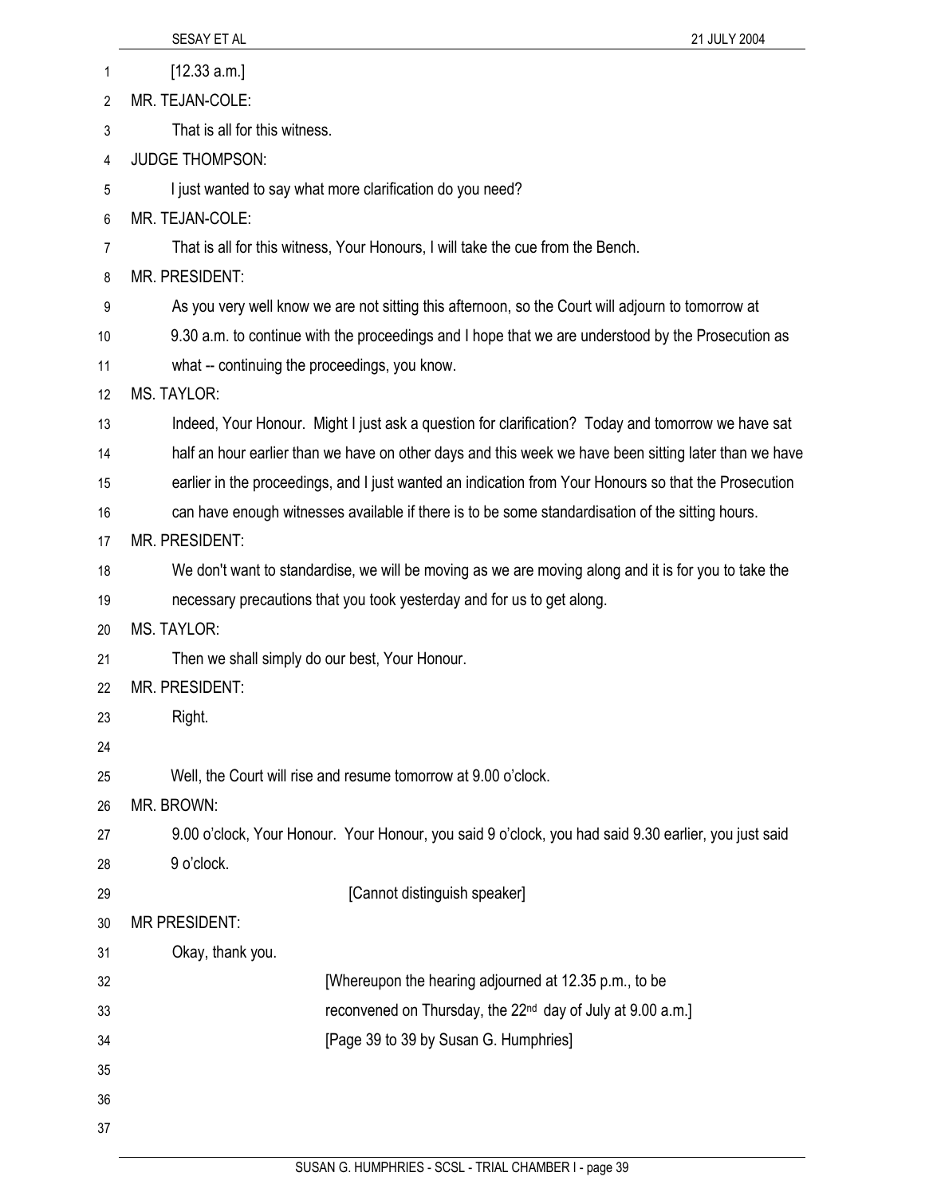[12.33 a.m.]

MR. TEJAN-COLE:

That is all for this witness.

JUDGE THOMPSON:

I just wanted to say what more clarification do you need?

MR. TEJAN-COLE:

That is all for this witness, Your Honours, I will take the cue from the Bench.

MR. PRESIDENT:

As you very well know we are not sitting this afternoon, so the Court will adjourn to tomorrow at 9.30 a.m. to continue with the proceedings and I hope that we are understood by the Prosecution as what -- continuing the proceedings, you know.

MS. TAYLOR:

Indeed, Your Honour. Might I just ask a question for clarification? Today and tomorrow we have sat half an hour earlier than we have on other days and this week we have been sitting later than we have earlier in the proceedings, and I just wanted an indication from Your Honours so that the Prosecution can have enough witnesses available if there is to be some standardisation of the sitting hours.

MR. PRESIDENT:

We don't want to standardise, we will be moving as we are moving along and it is for you to take the necessary precautions that you took yesterday and for us to get along.

MS. TAYLOR:

Then we shall simply do our best, Your Honour.

MR. PRESIDENT:

Right.

Well, the Court will rise and resume tomorrow at 9.00 o'clock.

MR. BROWN:

9.00 o'clock, Your Honour. Your Honour, you said 9 o'clock, you had said 9.30 earlier, you just said 9 o'clock.

[Cannot distinguish speaker]

MR PRESIDENT:

Okay, thank you.

[Whereupon the hearing adjourned at 12.35 p.m., to be reconvened on Thursday, the 22nd day of July at 9.00 a.m.]

[Page 39 to 39 by Susan G. Humphries]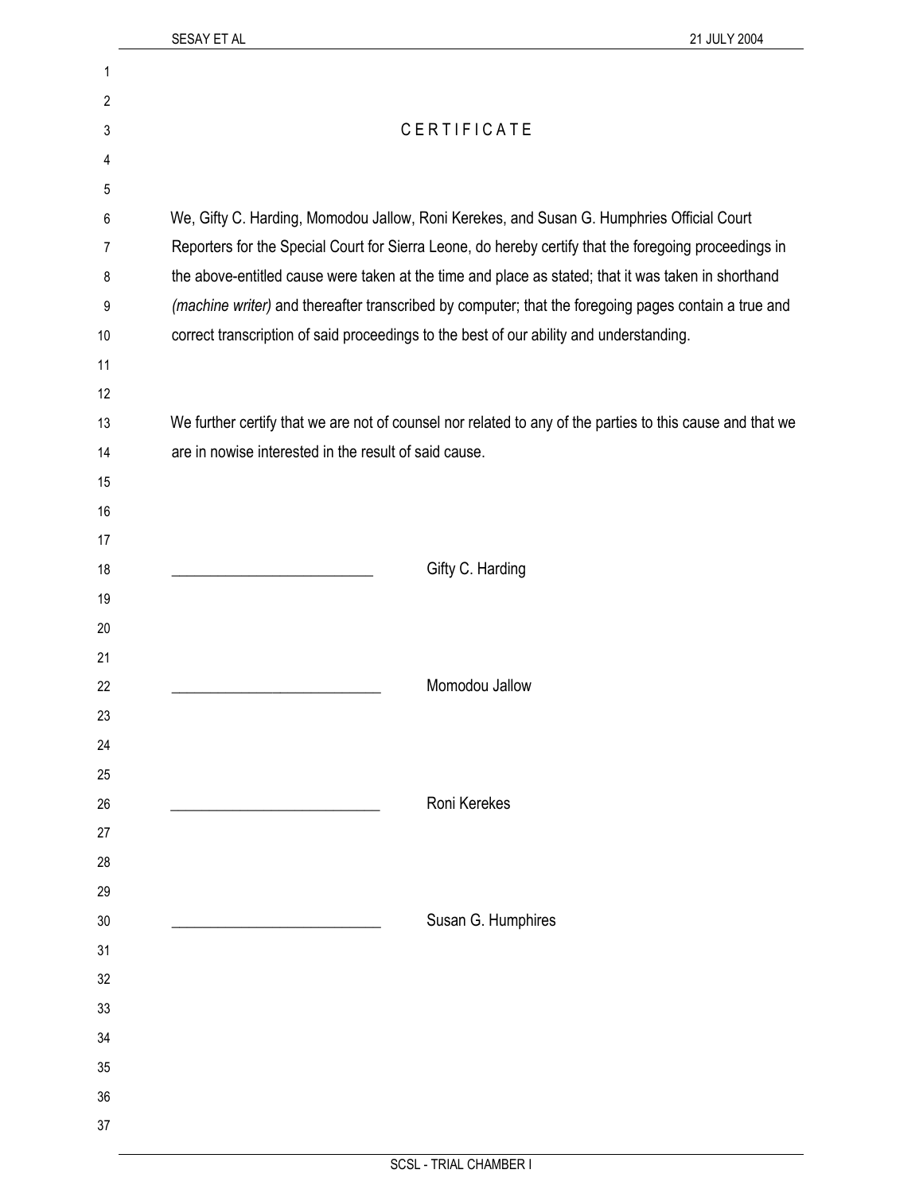# C E R T I F I C A T E

We, Gifty C. Harding, Momodou Jallow, Roni Kerekes, and Susan G. Humphries Official Court Reporters for the Special Court for Sierra Leone, do hereby certify that the foregoing proceedings in the above-entitled cause were taken at the time and place as stated; that it was taken in shorthand *(machine writer)* and thereafter transcribed by computer; that the foregoing pages contain a true and correct transcription of said proceedings to the best of our ability and understanding.

We further certify that we are not of counsel nor related to any of the parties to this cause and that we are in nowise interested in the result of said cause.

___________________________ Gifty C. Harding

___________________________ Momodou Jallow

___________________________ Roni Kerekes

___________________________ Susan G. Humphires